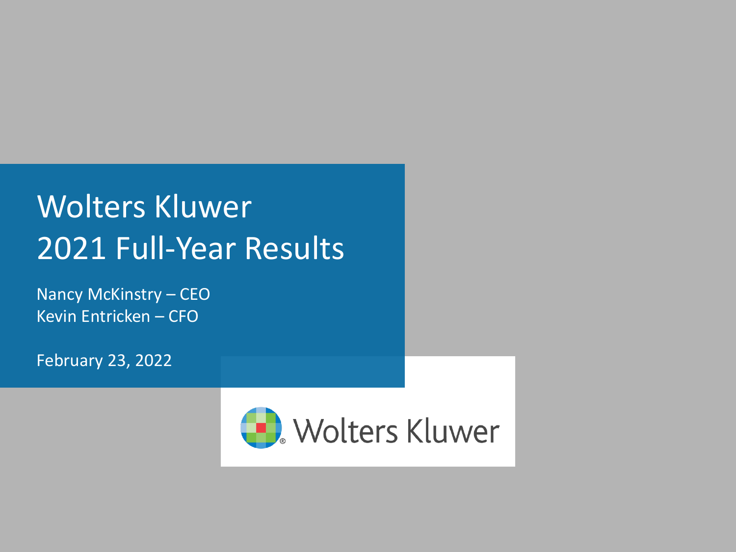# Wolters Kluwer 2021 Full-Year Results

Nancy McKinstry – CEO
Kevin Entricken – CFO

February 23, 2022

Wolters Kluwer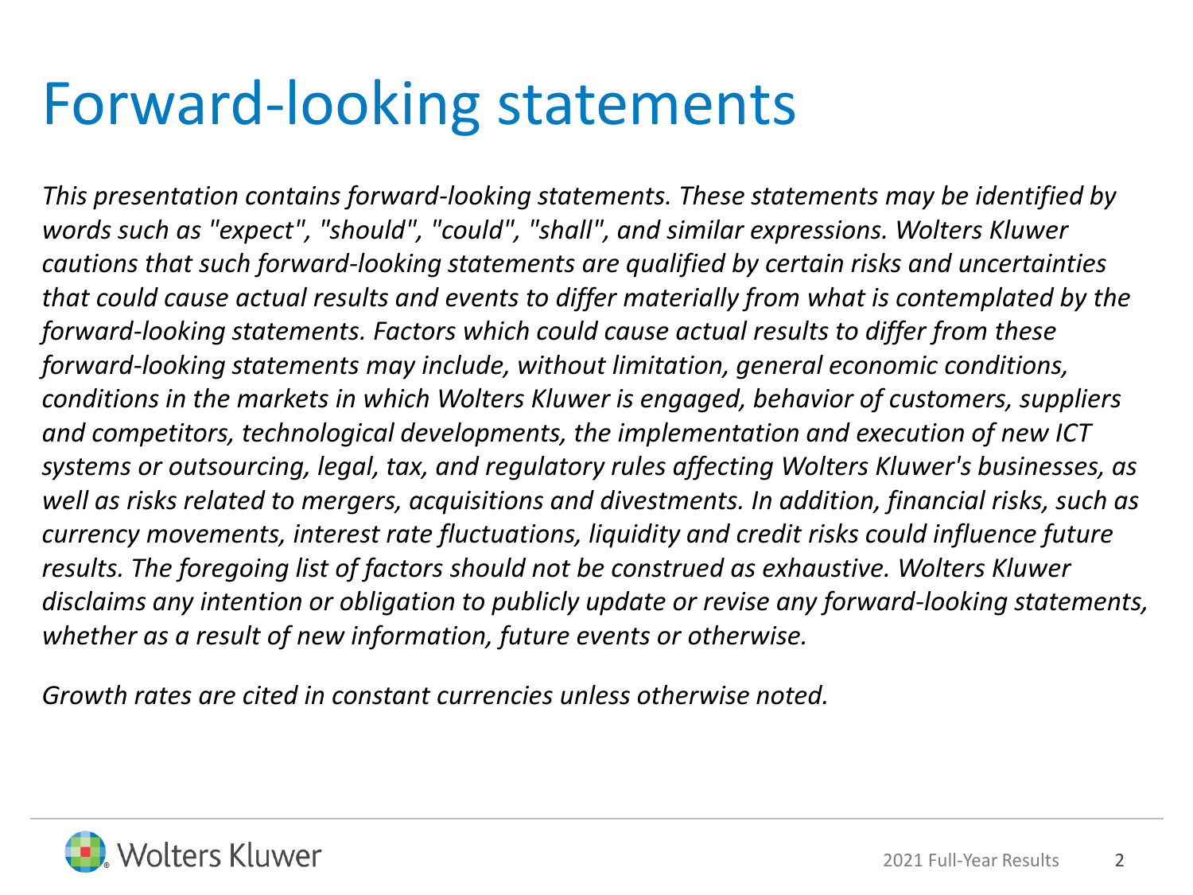# Forward-looking statements

*This presentation contains forward-looking statements. These statements may be identified by words such as "expect", "should", "could", "shall", and similar expressions. Wolters Kluwer cautions that such forward-looking statements are qualified by certain risks and uncertainties that could cause actual results and events to differ materially from what is contemplated by the forward-looking statements. Factors which could cause actual results to differ from these forward-looking statements may include, without limitation, general economic conditions, conditions in the markets in which Wolters Kluwer is engaged, behavior of customers, suppliers and competitors, technological developments, the implementation and execution of new ICT systems or outsourcing, legal, tax, and regulatory rules affecting Wolters Kluwer's businesses, as well as risks related to mergers, acquisitions and divestments. In addition, financial risks, such as currency movements, interest rate fluctuations, liquidity and credit risks could influence future results. The foregoing list of factors should not be construed as exhaustive. Wolters Kluwer disclaims any intention or obligation to publicly update or revise any forward-looking statements, whether as a result of new information, future events or otherwise.*

*Growth rates are cited in constant currencies unless otherwise noted.*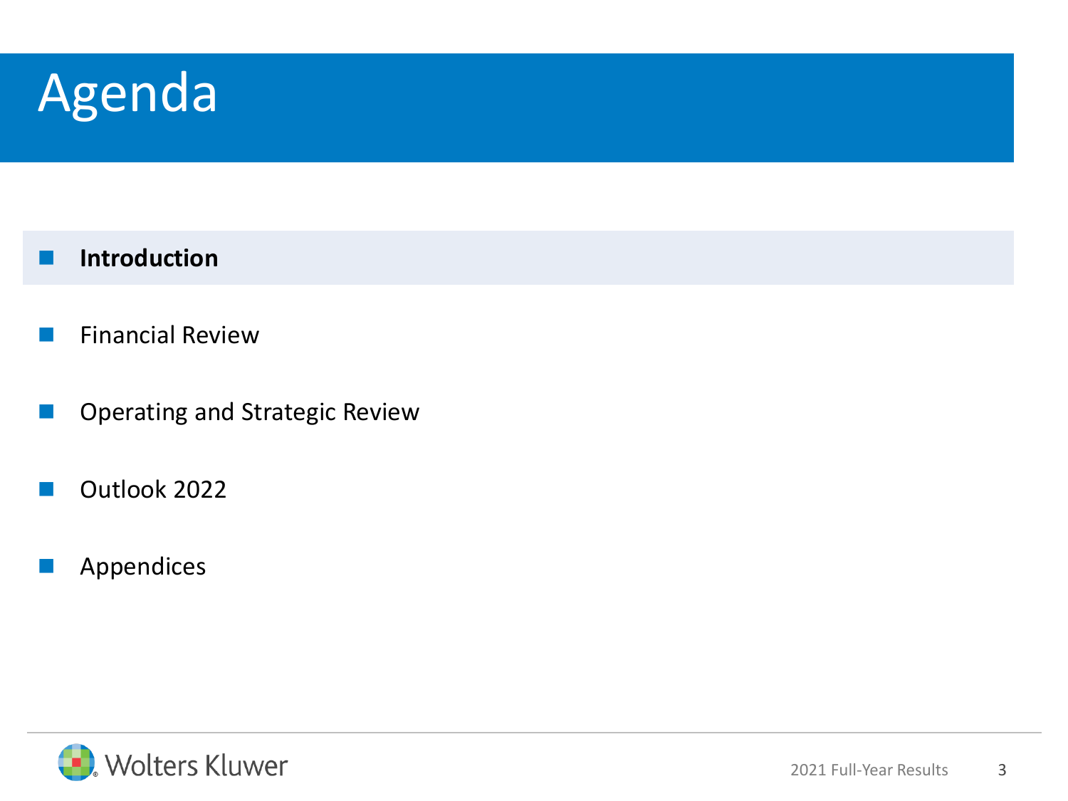# Agenda

- **Introduction**
- Financial Review
- Operating and Strategic Review
- Outlook 2022
- Appendices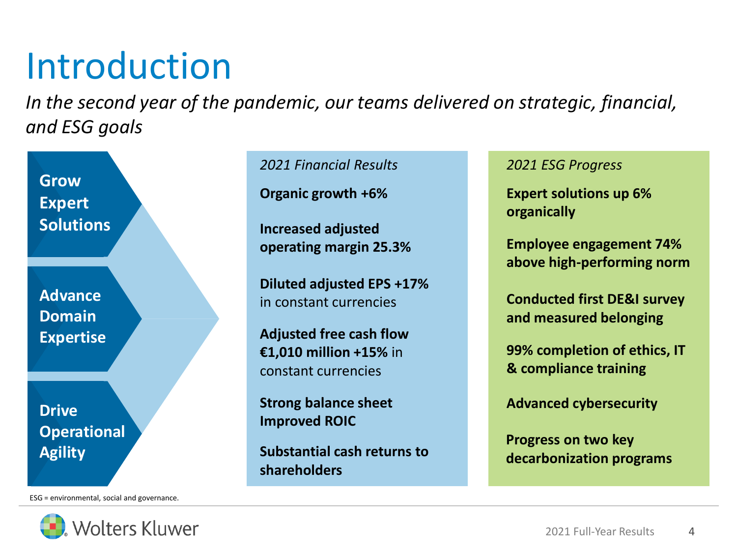# Introduction

*In the second year of the pandemic, our teams delivered on strategic, financial, and ESG goals*

**Grow Expert Solutions**

**Advance Domain Expertise**

**Drive Operational Agility**

*2021 Financial Results*

**Organic growth +6%**

**Increased adjusted operating margin 25.3%**

**Diluted adjusted EPS +17%** in constant currencies

**Adjusted free cash flow €1,010 million +15%** in constant currencies

**Strong balance sheet Improved ROIC**

**Substantial cash returns to shareholders**

*2021 ESG Progress*

**Expert solutions up 6% organically**

**Employee engagement 74% above high-performing norm**

**Conducted first DE&I survey and measured belonging**

**99% completion of ethics, IT & compliance training**

**Advanced cybersecurity**

**Progress on two key decarbonization programs**

ESG = environmental, social and governance.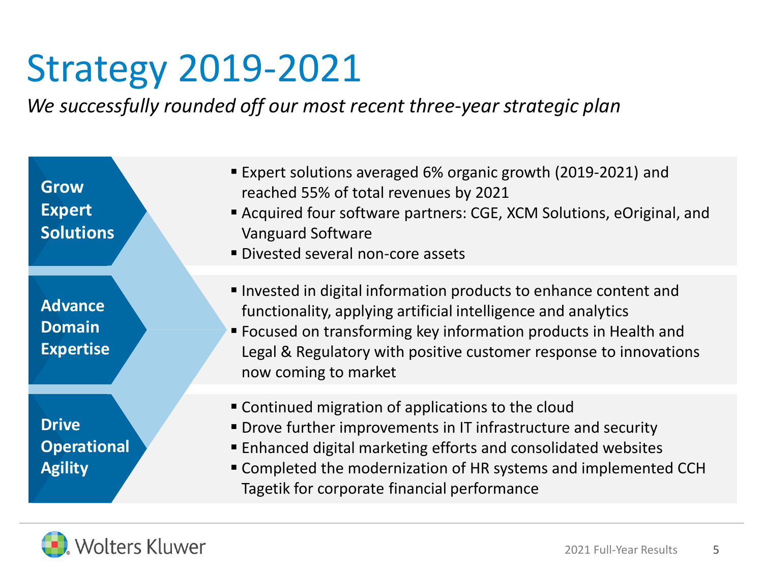# Strategy 2019-2021

*We successfully rounded off our most recent three-year strategic plan*

### Grow Expert Solutions

- Expert solutions averaged 6% organic growth (2019-2021) and reached 55% of total revenues by 2021
- Acquired four software partners: CGE, XCM Solutions, eOriginal, and Vanguard Software
- Divested several non-core assets

### Advance Domain Expertise

- Invested in digital information products to enhance content and functionality, applying artificial intelligence and analytics
- Focused on transforming key information products in Health and Legal & Regulatory with positive customer response to innovations now coming to market

### Drive Operational Agility

- Continued migration of applications to the cloud
- Drove further improvements in IT infrastructure and security
- Enhanced digital marketing efforts and consolidated websites
- Completed the modernization of HR systems and implemented CCH Tagetik for corporate financial performance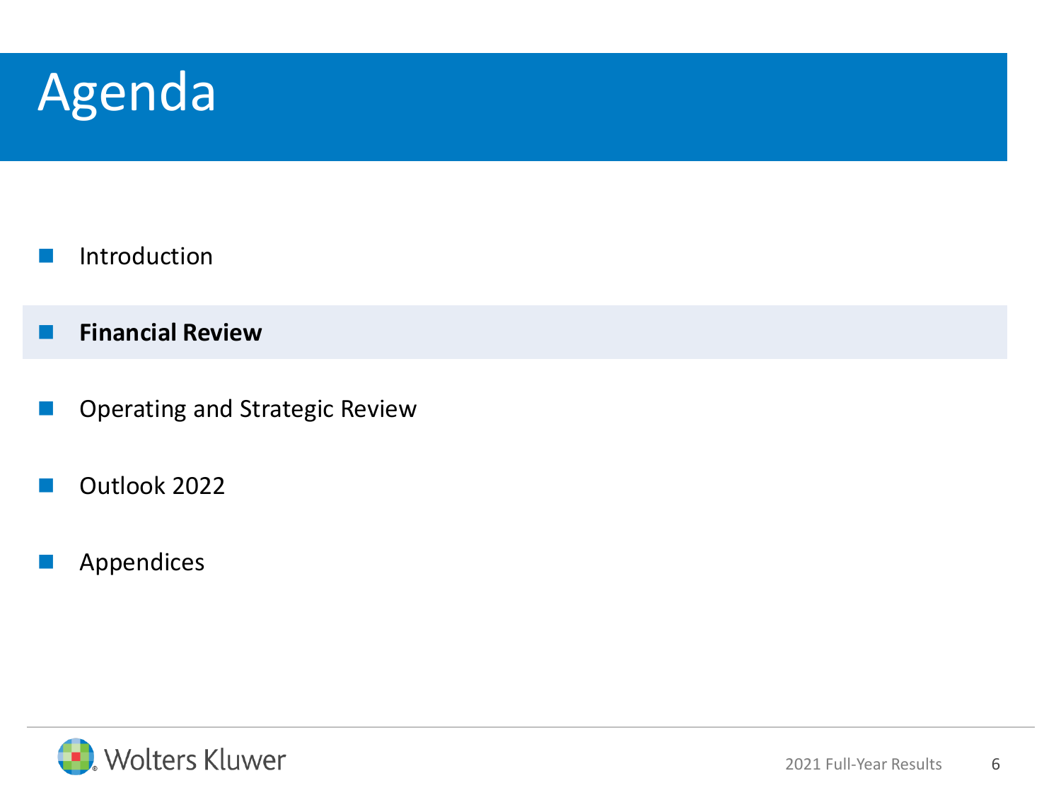# Agenda

- Introduction
- **Financial Review**
- Operating and Strategic Review
- Outlook 2022
- Appendices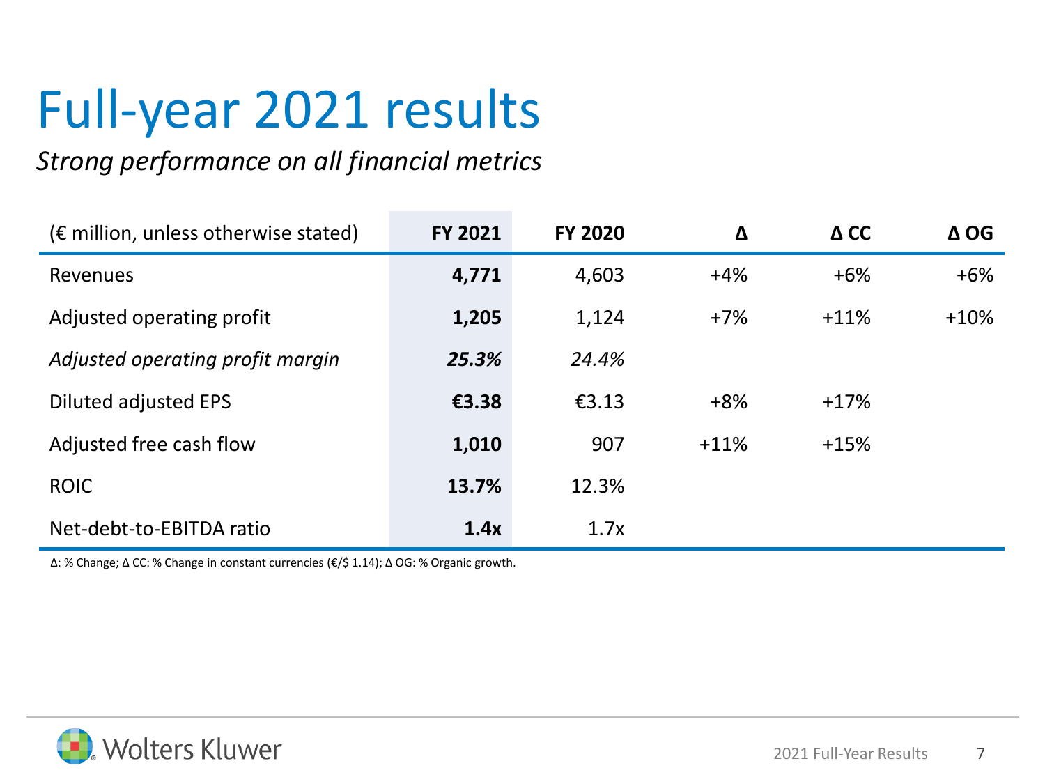# Full-year 2021 results

*Strong performance on all financial metrics*

| (€ million, unless otherwise stated) | FY 2021 | FY 2020 | Δ | Δ CC | Δ OG |
|---|---|---|---|---|---|
| Revenues | **4,771** | 4,603 | +4% | +6% | +6% |
| Adjusted operating profit | **1,205** | 1,124 | +7% | +11% | +10% |
| *Adjusted operating profit margin* | ***25.3%*** | *24.4%* | | | |
| Diluted adjusted EPS | **€3.38** | €3.13 | +8% | +17% | |
| Adjusted free cash flow | **1,010** | 907 | +11% | +15% | |
| ROIC | **13.7%** | 12.3% | | | |
| Net-debt-to-EBITDA ratio | **1.4x** | 1.7x | | | |

Δ: % Change; Δ CC: % Change in constant currencies (€/$ 1.14); Δ OG: % Organic growth.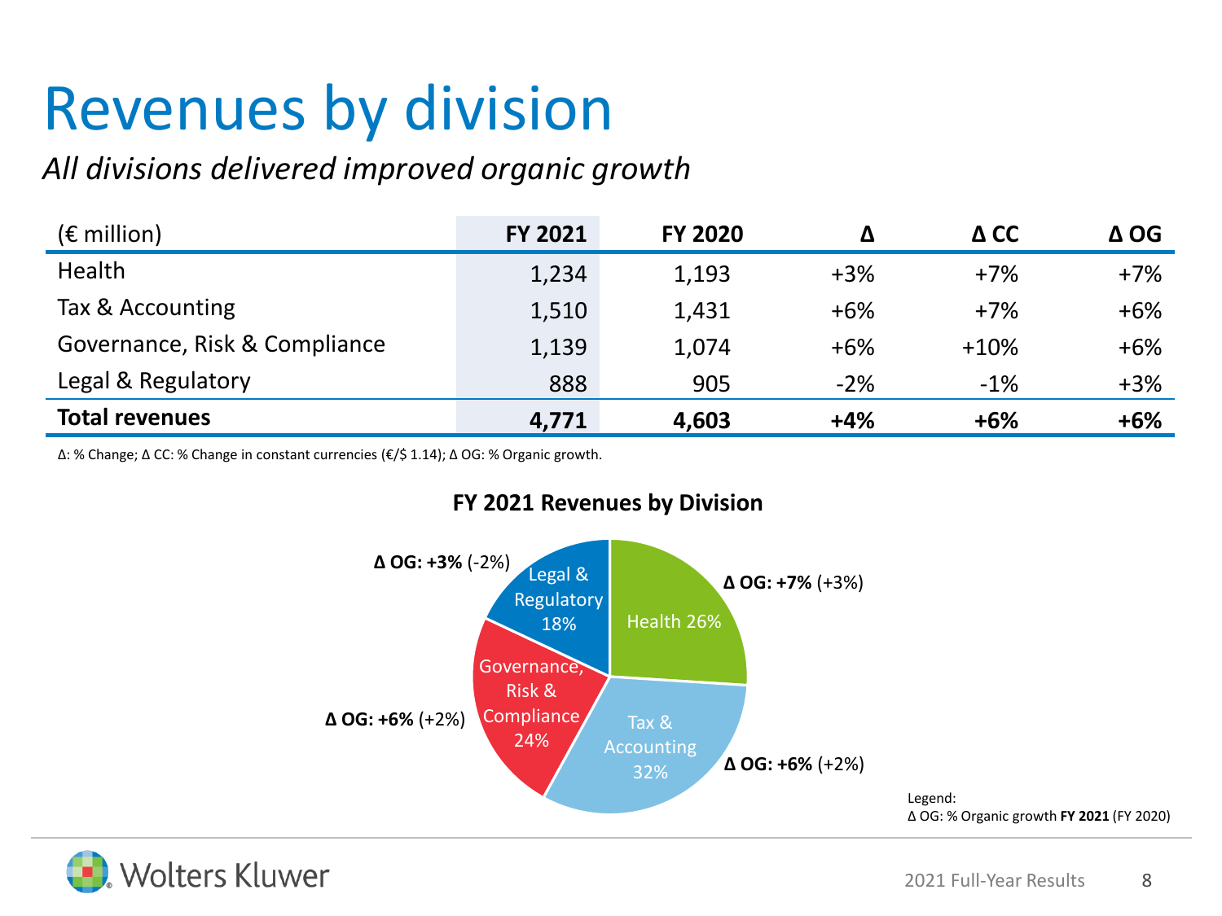# Revenues by division

*All divisions delivered improved organic growth*

| (€ million) | FY 2021 | FY 2020 | Δ | Δ CC | Δ OG |
|---|---|---|---|---|---|
| Health | 1,234 | 1,193 | +3% | +7% | +7% |
| Tax & Accounting | 1,510 | 1,431 | +6% | +7% | +6% |
| Governance, Risk & Compliance | 1,139 | 1,074 | +6% | +10% | +6% |
| Legal & Regulatory | 888 | 905 | -2% | -1% | +3% |
| **Total revenues** | **4,771** | **4,603** | **+4%** | **+6%** | **+6%** |

Δ: % Change; Δ CC: % Change in constant currencies (€/$ 1.14); Δ OG: % Organic growth.

**FY 2021 Revenues by Division**

- Health 26% — **Δ OG: +7%** (+3%)
- Tax & Accounting 32% — **Δ OG: +6%** (+2%)
- Governance, Risk & Compliance 24% — **Δ OG: +6%** (+2%)
- Legal & Regulatory 18% — **Δ OG: +3%** (-2%)

Legend:
Δ OG: % Organic growth **FY 2021** (FY 2020)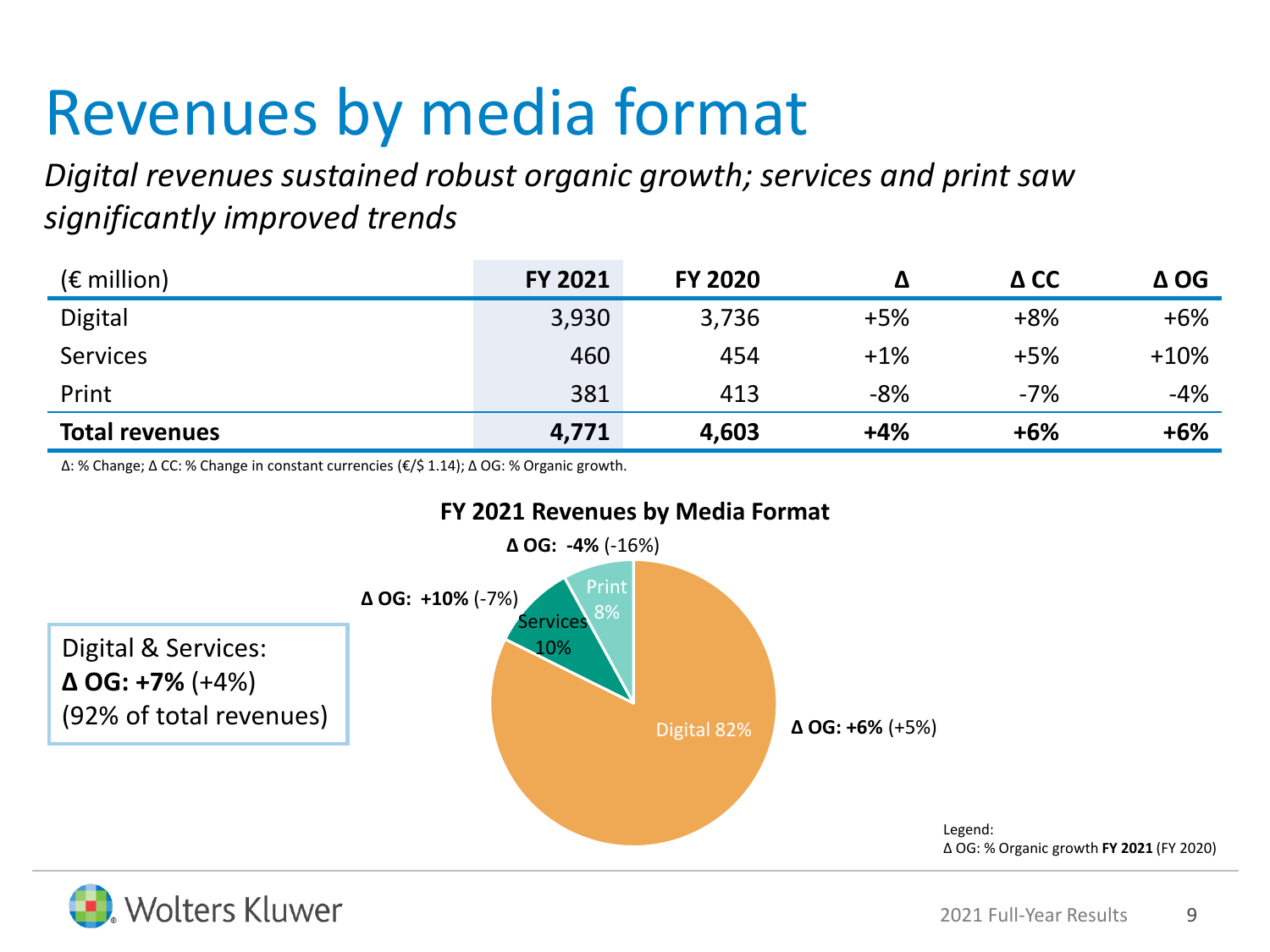# Revenues by media format

*Digital revenues sustained robust organic growth; services and print saw significantly improved trends*

| (€ million) | FY 2021 | FY 2020 | Δ | Δ CC | Δ OG |
|---|---|---|---|---|---|
| Digital | 3,930 | 3,736 | +5% | +8% | +6% |
| Services | 460 | 454 | +1% | +5% | +10% |
| Print | 381 | 413 | -8% | -7% | -4% |
| **Total revenues** | **4,771** | **4,603** | **+4%** | **+6%** | **+6%** |

Δ: % Change; Δ CC: % Change in constant currencies (€/$ 1.14); Δ OG: % Organic growth.

**FY 2021 Revenues by Media Format**

- Digital 82% — **Δ OG: +6%** (+5%)
- Services 10% — **Δ OG: +10%** (-7%)
- Print 8% — **Δ OG: -4%** (-16%)

Digital & Services:
**Δ OG: +7%** (+4%)
(92% of total revenues)

Legend:
Δ OG: % Organic growth **FY 2021** (FY 2020)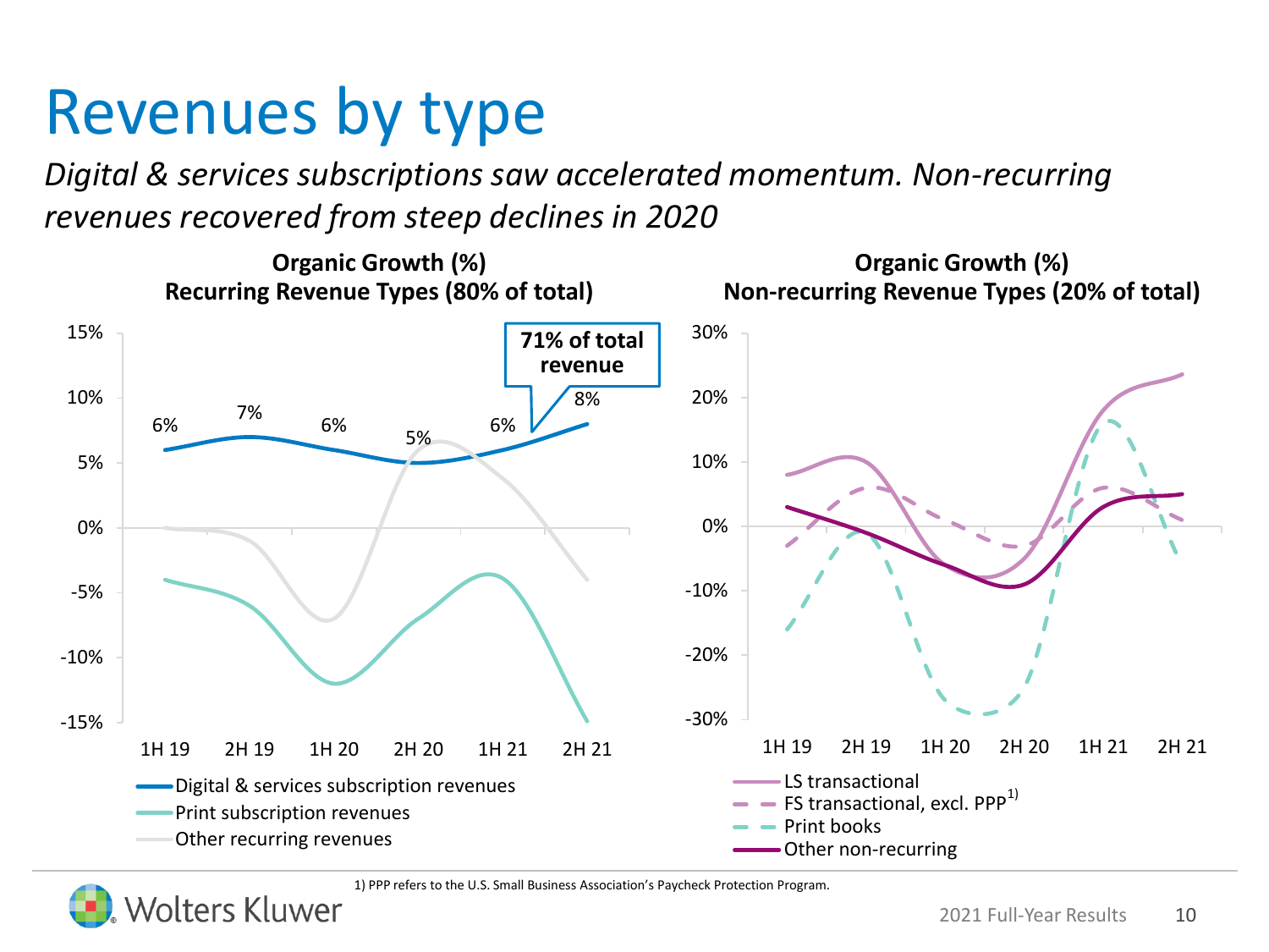# Revenues by type

*Digital & services subscriptions saw accelerated momentum. Non-recurring revenues recovered from steep declines in 2020*

**Organic Growth (%)**
**Recurring Revenue Types (80% of total)**

71% of total revenue

| | 1H 19 | 2H 19 | 1H 20 | 2H 20 | 1H 21 | 2H 21 |
|---|---|---|---|---|---|---|
| Digital & services subscription revenues | 6% | 7% | 6% | 5% | 6% | 8% |

- Digital & services subscription revenues
- Print subscription revenues
- Other recurring revenues

**Organic Growth (%)**
**Non-recurring Revenue Types (20% of total)**

- LS transactional
- FS transactional, excl. PPP[1)]
- Print books
- Other non-recurring

1) PPP refers to the U.S. Small Business Association's Paycheck Protection Program.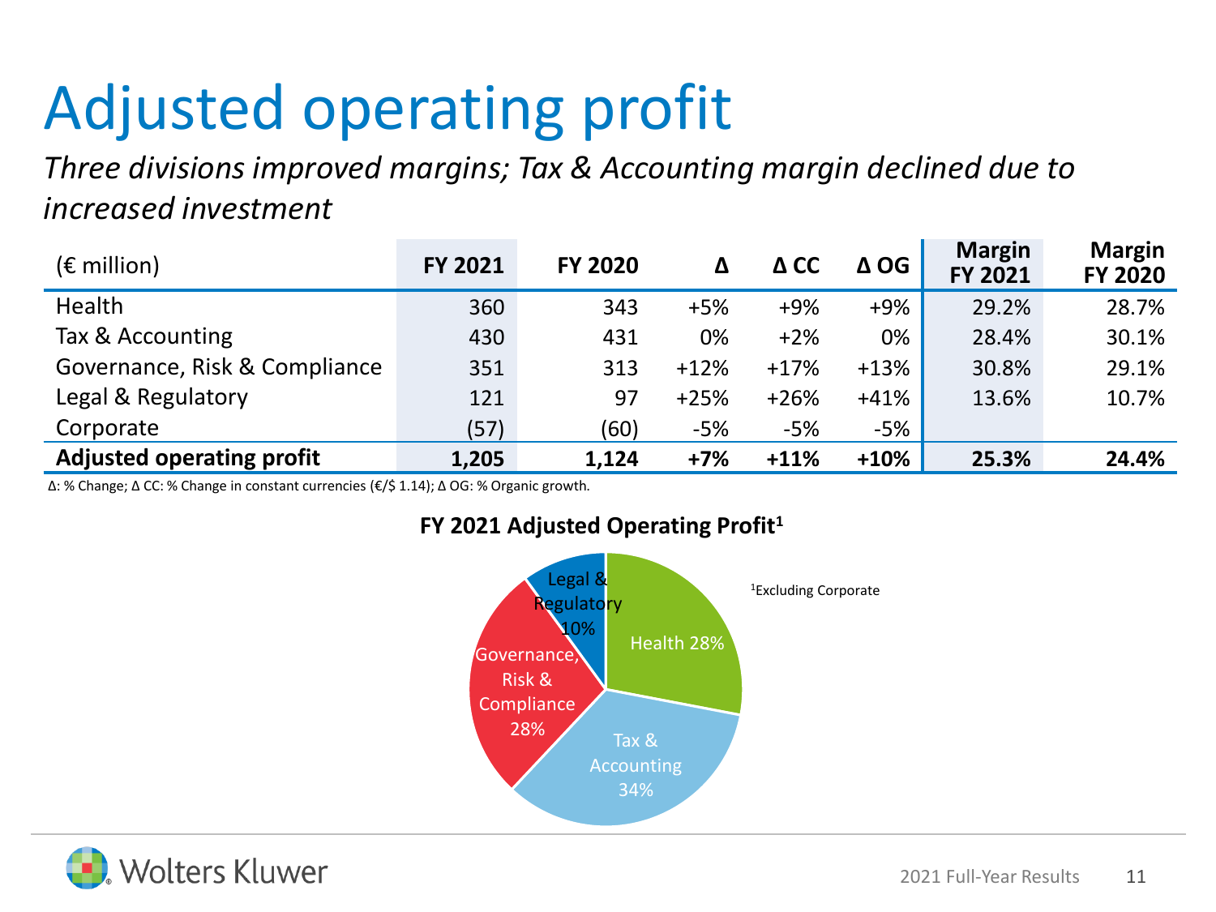# Adjusted operating profit

*Three divisions improved margins; Tax & Accounting margin declined due to increased investment*

| (€ million) | FY 2021 | FY 2020 | Δ | Δ CC | Δ OG | Margin FY 2021 | Margin FY 2020 |
|---|---|---|---|---|---|---|---|
| Health | 360 | 343 | +5% | +9% | +9% | 29.2% | 28.7% |
| Tax & Accounting | 430 | 431 | 0% | +2% | 0% | 28.4% | 30.1% |
| Governance, Risk & Compliance | 351 | 313 | +12% | +17% | +13% | 30.8% | 29.1% |
| Legal & Regulatory | 121 | 97 | +25% | +26% | +41% | 13.6% | 10.7% |
| Corporate | (57) | (60) | -5% | -5% | -5% | | |
| **Adjusted operating profit** | **1,205** | **1,124** | **+7%** | **+11%** | **+10%** | **25.3%** | **24.4%** |

Δ: % Change; Δ CC: % Change in constant currencies (€/$ 1.14); Δ OG: % Organic growth.

**FY 2021 Adjusted Operating Profit[1]**

- Health 28%
- Tax & Accounting 34%
- Governance, Risk & Compliance 28%
- Legal & Regulatory 10%

[1]Excluding Corporate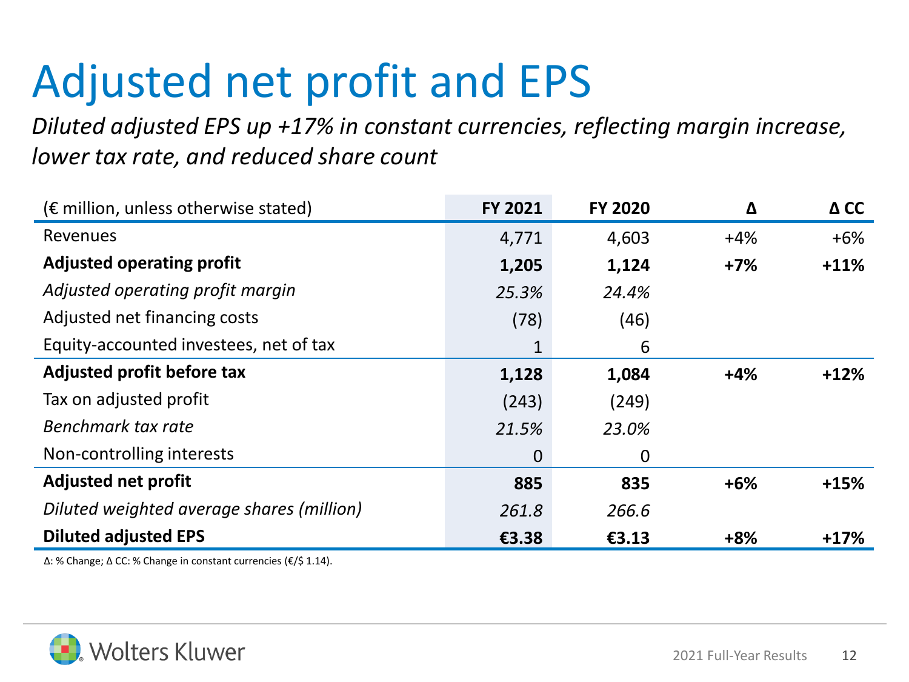# Adjusted net profit and EPS

*Diluted adjusted EPS up +17% in constant currencies, reflecting margin increase, lower tax rate, and reduced share count*

| (€ million, unless otherwise stated) | FY 2021 | FY 2020 | Δ | Δ CC |
|---|---|---|---|---|
| Revenues | 4,771 | 4,603 | +4% | +6% |
| **Adjusted operating profit** | **1,205** | **1,124** | **+7%** | **+11%** |
| *Adjusted operating profit margin* | *25.3%* | *24.4%* | | |
| Adjusted net financing costs | (78) | (46) | | |
| Equity-accounted investees, net of tax | 1 | 6 | | |
| **Adjusted profit before tax** | **1,128** | **1,084** | **+4%** | **+12%** |
| Tax on adjusted profit | (243) | (249) | | |
| *Benchmark tax rate* | *21.5%* | *23.0%* | | |
| Non-controlling interests | 0 | 0 | | |
| **Adjusted net profit** | **885** | **835** | **+6%** | **+15%** |
| *Diluted weighted average shares (million)* | *261.8* | *266.6* | | |
| **Diluted adjusted EPS** | **€3.38** | **€3.13** | **+8%** | **+17%** |

Δ: % Change; Δ CC: % Change in constant currencies (€/$ 1.14).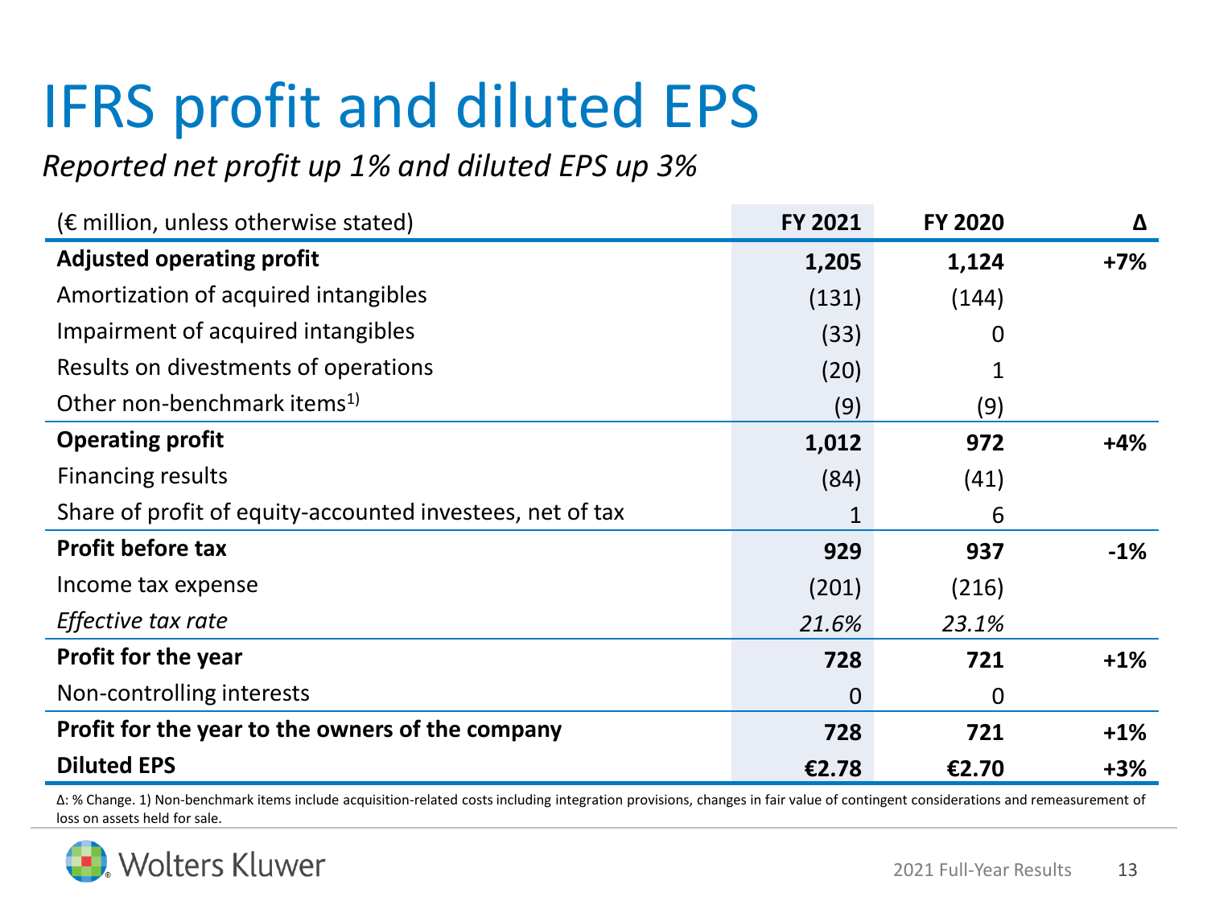# IFRS profit and diluted EPS

*Reported net profit up 1% and diluted EPS up 3%*

| (€ million, unless otherwise stated) | FY 2021 | FY 2020 | Δ |
|---|---|---|---|
| **Adjusted operating profit** | **1,205** | **1,124** | **+7%** |
| Amortization of acquired intangibles | (131) | (144) | |
| Impairment of acquired intangibles | (33) | 0 | |
| Results on divestments of operations | (20) | 1 | |
| Other non-benchmark items[1)] | (9) | (9) | |
| **Operating profit** | **1,012** | **972** | **+4%** |
| Financing results | (84) | (41) | |
| Share of profit of equity-accounted investees, net of tax | 1 | 6 | |
| **Profit before tax** | **929** | **937** | **-1%** |
| Income tax expense | (201) | (216) | |
| *Effective tax rate* | *21.6%* | *23.1%* | |
| **Profit for the year** | **728** | **721** | **+1%** |
| Non-controlling interests | 0 | 0 | |
| **Profit for the year to the owners of the company** | **728** | **721** | **+1%** |
| **Diluted EPS** | **€2.78** | **€2.70** | **+3%** |

Δ: % Change. 1) Non-benchmark items include acquisition-related costs including integration provisions, changes in fair value of contingent considerations and remeasurement of loss on assets held for sale.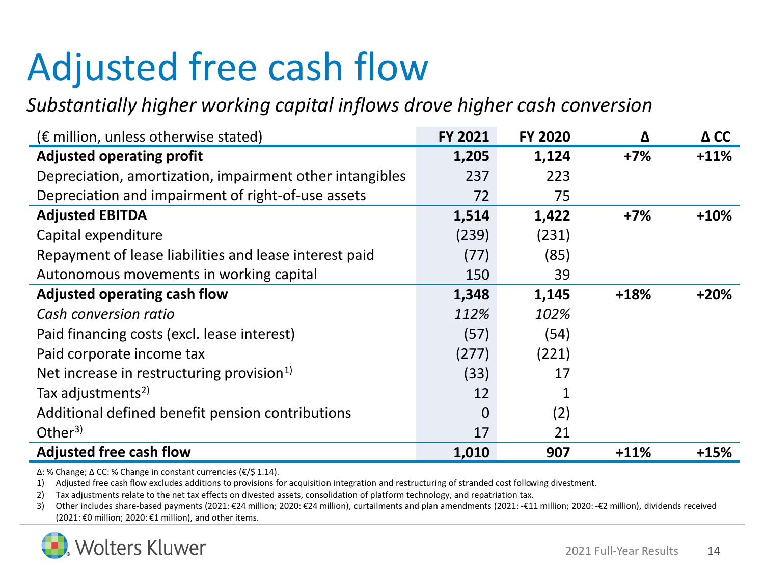# Adjusted free cash flow

*Substantially higher working capital inflows drove higher cash conversion*

| (€ million, unless otherwise stated) | FY 2021 | FY 2020 | Δ | Δ CC |
|---|---|---|---|---|
| **Adjusted operating profit** | **1,205** | **1,124** | **+7%** | **+11%** |
| Depreciation, amortization, impairment other intangibles | 237 | 223 | | |
| Depreciation and impairment of right-of-use assets | 72 | 75 | | |
| **Adjusted EBITDA** | **1,514** | **1,422** | **+7%** | **+10%** |
| Capital expenditure | (239) | (231) | | |
| Repayment of lease liabilities and lease interest paid | (77) | (85) | | |
| Autonomous movements in working capital | 150 | 39 | | |
| **Adjusted operating cash flow** | **1,348** | **1,145** | **+18%** | **+20%** |
| *Cash conversion ratio* | *112%* | *102%* | | |
| Paid financing costs (excl. lease interest) | (57) | (54) | | |
| Paid corporate income tax | (277) | (221) | | |
| Net increase in restructuring provision[1)] | (33) | 17 | | |
| Tax adjustments[2)] | 12 | 1 | | |
| Additional defined benefit pension contributions | 0 | (2) | | |
| Other[3)] | 17 | 21 | | |
| **Adjusted free cash flow** | **1,010** | **907** | **+11%** | **+15%** |

Δ: % Change; Δ CC: % Change in constant currencies (€/$ 1.14).

1) Adjusted free cash flow excludes additions to provisions for acquisition integration and restructuring of stranded cost following divestment.

2) Tax adjustments relate to the net tax effects on divested assets, consolidation of platform technology, and repatriation tax.

3) Other includes share-based payments (2021: €24 million; 2020: €24 million), curtailments and plan amendments (2021: -€11 million; 2020: -€2 million), dividends received (2021: €0 million; 2020: €1 million), and other items.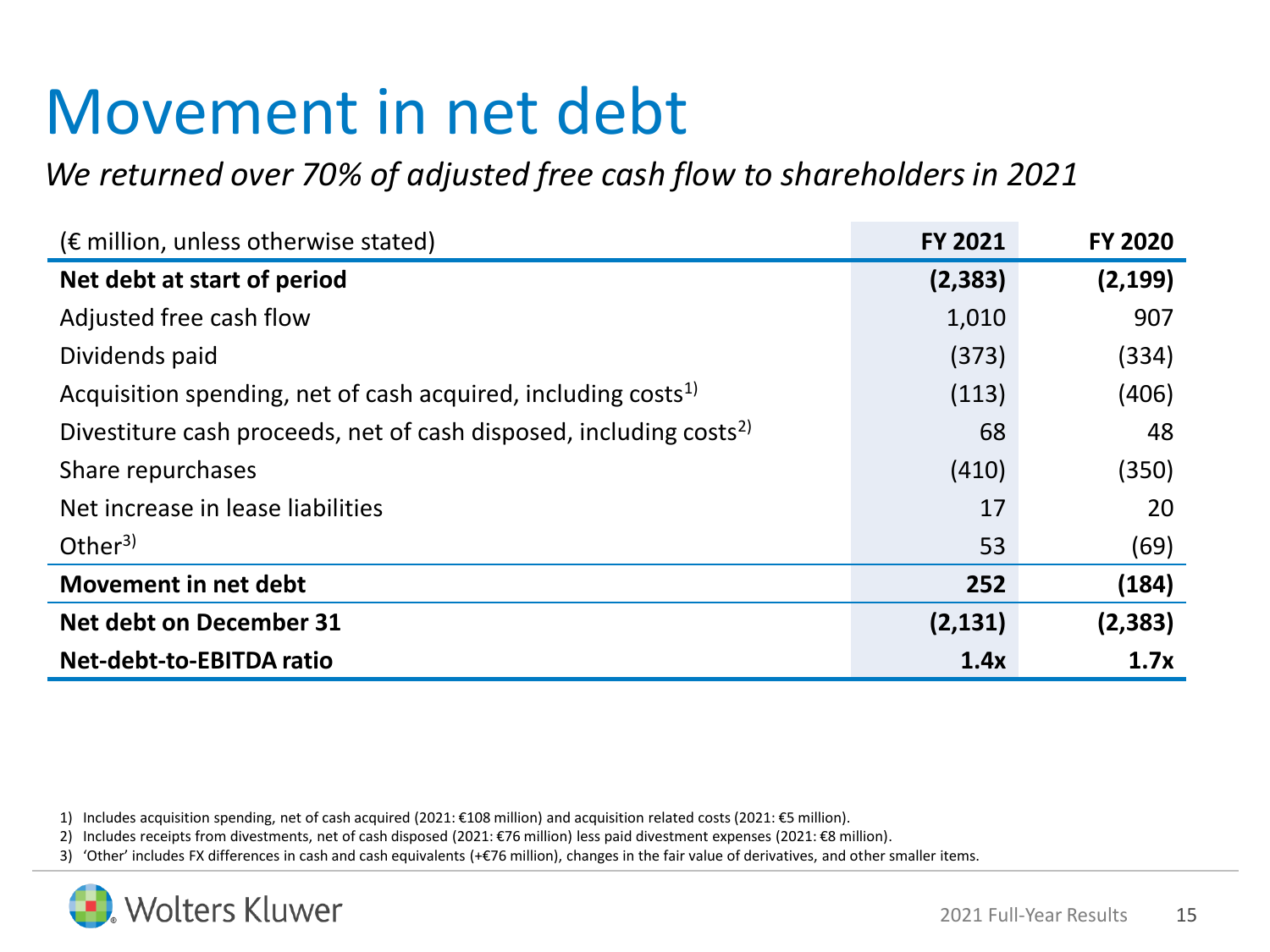# Movement in net debt

*We returned over 70% of adjusted free cash flow to shareholders in 2021*

| (€ million, unless otherwise stated) | FY 2021 | FY 2020 |
|---|---|---|
| **Net debt at start of period** | **(2,383)** | **(2,199)** |
| Adjusted free cash flow | 1,010 | 907 |
| Dividends paid | (373) | (334) |
| Acquisition spending, net of cash acquired, including costs[1)] | (113) | (406) |
| Divestiture cash proceeds, net of cash disposed, including costs[2)] | 68 | 48 |
| Share repurchases | (410) | (350) |
| Net increase in lease liabilities | 17 | 20 |
| Other[3)] | 53 | (69) |
| **Movement in net debt** | **252** | **(184)** |
| **Net debt on December 31** | **(2,131)** | **(2,383)** |
| **Net-debt-to-EBITDA ratio** | **1.4x** | **1.7x** |

1) Includes acquisition spending, net of cash acquired (2021: €108 million) and acquisition related costs (2021: €5 million).
2) Includes receipts from divestments, net of cash disposed (2021: €76 million) less paid divestment expenses (2021: €8 million).
3) 'Other' includes FX differences in cash and cash equivalents (+€76 million), changes in the fair value of derivatives, and other smaller items.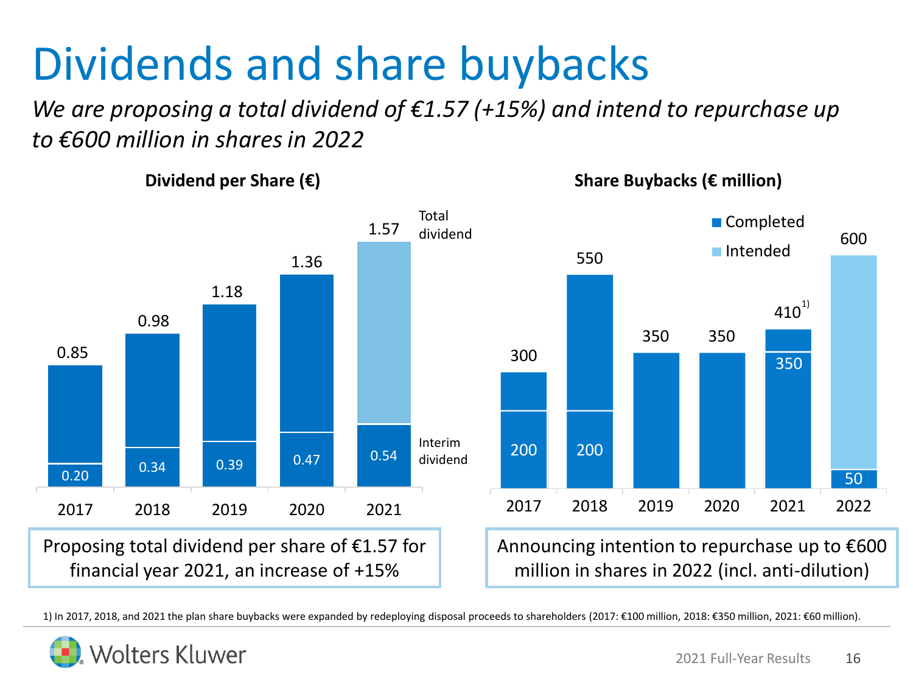# Dividends and share buybacks

*We are proposing a total dividend of €1.57 (+15%) and intend to repurchase up to €600 million in shares in 2022*

**Dividend per Share (€)**

| | 2017 | 2018 | 2019 | 2020 | 2021 |
|---|---|---|---|---|---|
| Total dividend | 0.85 | 0.98 | 1.18 | 1.36 | 1.57 |
| Interim dividend | 0.20 | 0.34 | 0.39 | 0.47 | 0.54 |

Proposing total dividend per share of €1.57 for financial year 2021, an increase of +15%

**Share Buybacks (€ million)**

| | 2017 | 2018 | 2019 | 2020 | 2021 | 2022 |
|---|---|---|---|---|---|---|
| Total | 300 | 550 | 350 | 350 | 410[1] | 600 |
| Lower segment | 200 | 200 | | | 350 | 50 |

Legend: Completed; Intended

Announcing intention to repurchase up to €600 million in shares in 2022 (incl. anti-dilution)

1) In 2017, 2018, and 2021 the plan share buybacks were expanded by redeploying disposal proceeds to shareholders (2017: €100 million, 2018: €350 million, 2021: €60 million).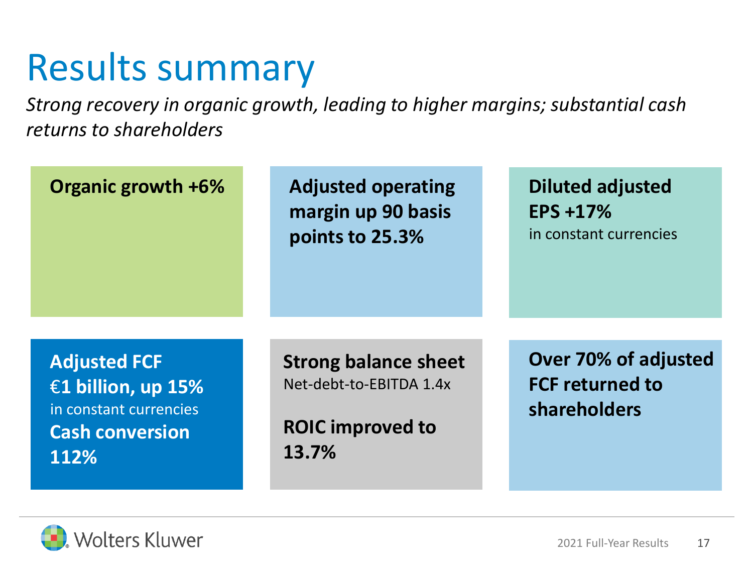# Results summary

*Strong recovery in organic growth, leading to higher margins; substantial cash returns to shareholders*

**Organic growth +6%**

**Adjusted operating margin up 90 basis points to 25.3%**

**Diluted adjusted EPS +17%**
in constant currencies

**Adjusted FCF €1 billion, up 15%**
in constant currencies
**Cash conversion 112%**

**Strong balance sheet**
Net-debt-to-EBITDA 1.4x

**ROIC improved to 13.7%**

**Over 70% of adjusted FCF returned to shareholders**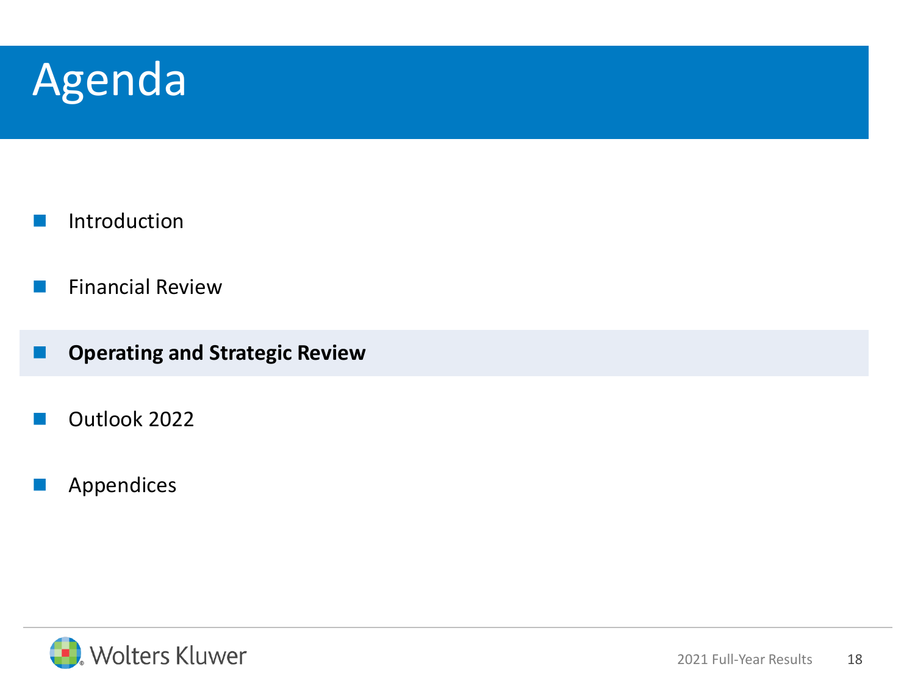# Agenda

- Introduction
- Financial Review
- **Operating and Strategic Review**
- Outlook 2022
- Appendices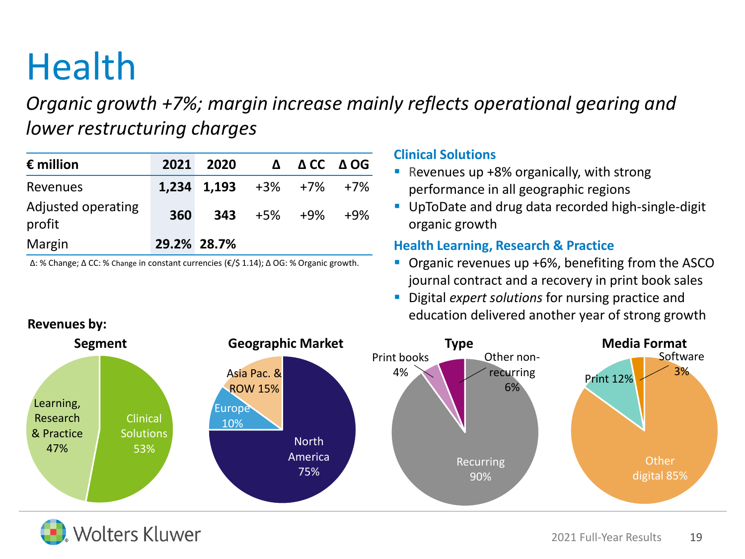# Health

*Organic growth +7%; margin increase mainly reflects operational gearing and lower restructuring charges*

| € million | 2021 | 2020 | Δ | Δ CC | Δ OG |
|---|---|---|---|---|---|
| Revenues | **1,234** | **1,193** | +3% | +7% | +7% |
| Adjusted operating profit | **360** | **343** | +5% | +9% | +9% |
| Margin | **29.2%** | **28.7%** | | | |

Δ: % Change; Δ CC: % Change in constant currencies (€/$ 1.14); Δ OG: % Organic growth.

### Clinical Solutions

- Revenues up +8% organically, with strong performance in all geographic regions
- UpToDate and drug data recorded high-single-digit organic growth

### Health Learning, Research & Practice

- Organic revenues up +6%, benefiting from the ASCO journal contract and a recovery in print book sales
- Digital *expert solutions* for nursing practice and education delivered another year of strong growth

**Revenues by:**

**Segment**

- Clinical Solutions 53%
- Learning, Research & Practice 47%

**Geographic Market**

- North America 75%
- Asia Pac. & ROW 15%
- Europe 10%

**Type**

- Recurring 90%
- Other non-recurring 6%
- Print books 4%

**Media Format**

- Other digital 85%
- Print 12%
- Software 3%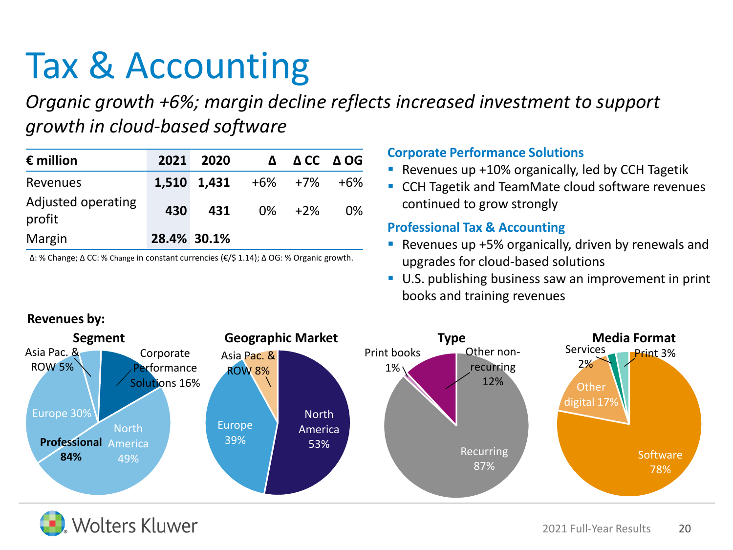# Tax & Accounting

*Organic growth +6%; margin decline reflects increased investment to support growth in cloud-based software*

| € million | 2021 | 2020 | Δ | Δ CC | Δ OG |
|---|---|---|---|---|---|
| Revenues | **1,510** | **1,431** | +6% | +7% | +6% |
| Adjusted operating profit | **430** | **431** | 0% | +2% | 0% |
| Margin | **28.4%** | **30.1%** | | | |

Δ: % Change; Δ CC: % Change in constant currencies (€/$ 1.14); Δ OG: % Organic growth.

### Corporate Performance Solutions

- Revenues up +10% organically, led by CCH Tagetik
- CCH Tagetik and TeamMate cloud software revenues continued to grow strongly

### Professional Tax & Accounting

- Revenues up +5% organically, driven by renewals and upgrades for cloud-based solutions
- U.S. publishing business saw an improvement in print books and training revenues

**Revenues by:**

**Segment**

- Corporate Performance Solutions 16%
- **Professional 84%**
  - North America 49%
  - Europe 30%
  - Asia Pac. & ROW 5%

**Geographic Market**

- North America 53%
- Europe 39%
- Asia Pac. & ROW 8%

**Type**

- Recurring 87%
- Other non-recurring 12%
- Print books 1%

**Media Format**

- Software 78%
- Other digital 17%
- Services 2%
- Print 3%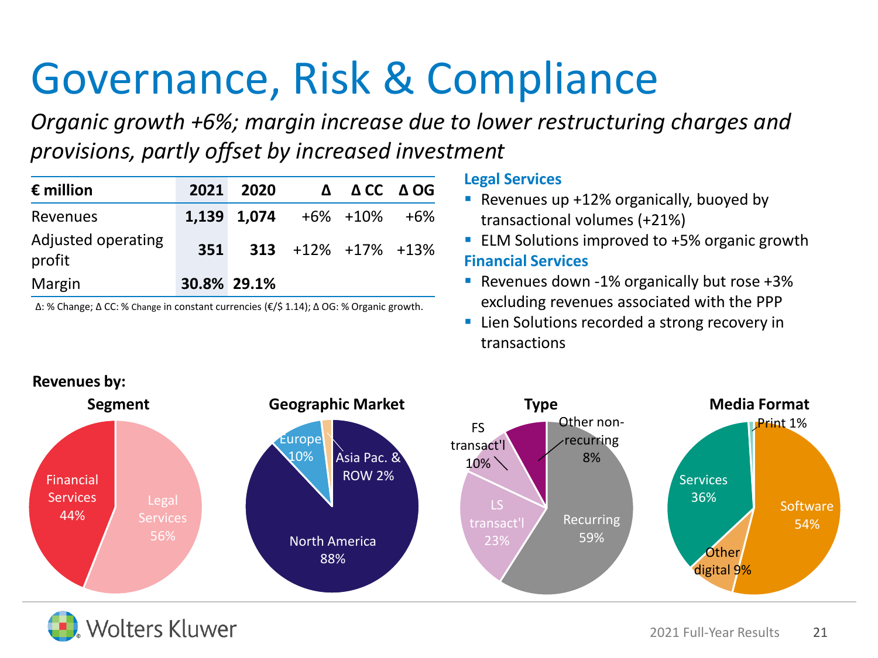# Governance, Risk & Compliance

*Organic growth +6%; margin increase due to lower restructuring charges and provisions, partly offset by increased investment*

| € million | 2021 | 2020 | Δ | Δ CC | Δ OG |
|---|---|---|---|---|---|
| Revenues | **1,139** | **1,074** | +6% | +10% | +6% |
| Adjusted operating profit | **351** | **313** | +12% | +17% | +13% |
| Margin | **30.8%** | **29.1%** | | | |

Δ: % Change; Δ CC: % Change in constant currencies (€/$ 1.14); Δ OG: % Organic growth.

### Legal Services

- Revenues up +12% organically, buoyed by transactional volumes (+21%)
- ELM Solutions improved to +5% organic growth

### Financial Services

- Revenues down -1% organically but rose +3% excluding revenues associated with the PPP
- Lien Solutions recorded a strong recovery in transactions

**Revenues by:**

**Segment**

- Financial Services 44%
- Legal Services 56%

**Geographic Market**

- North America 88%
- Europe 10%
- Asia Pac. & ROW 2%

**Type**

- Recurring 59%
- LS transact'l 23%
- FS transact'l 10%
- Other non-recurring 8%

**Media Format**

- Software 54%
- Services 36%
- Other digital 9%
- Print 1%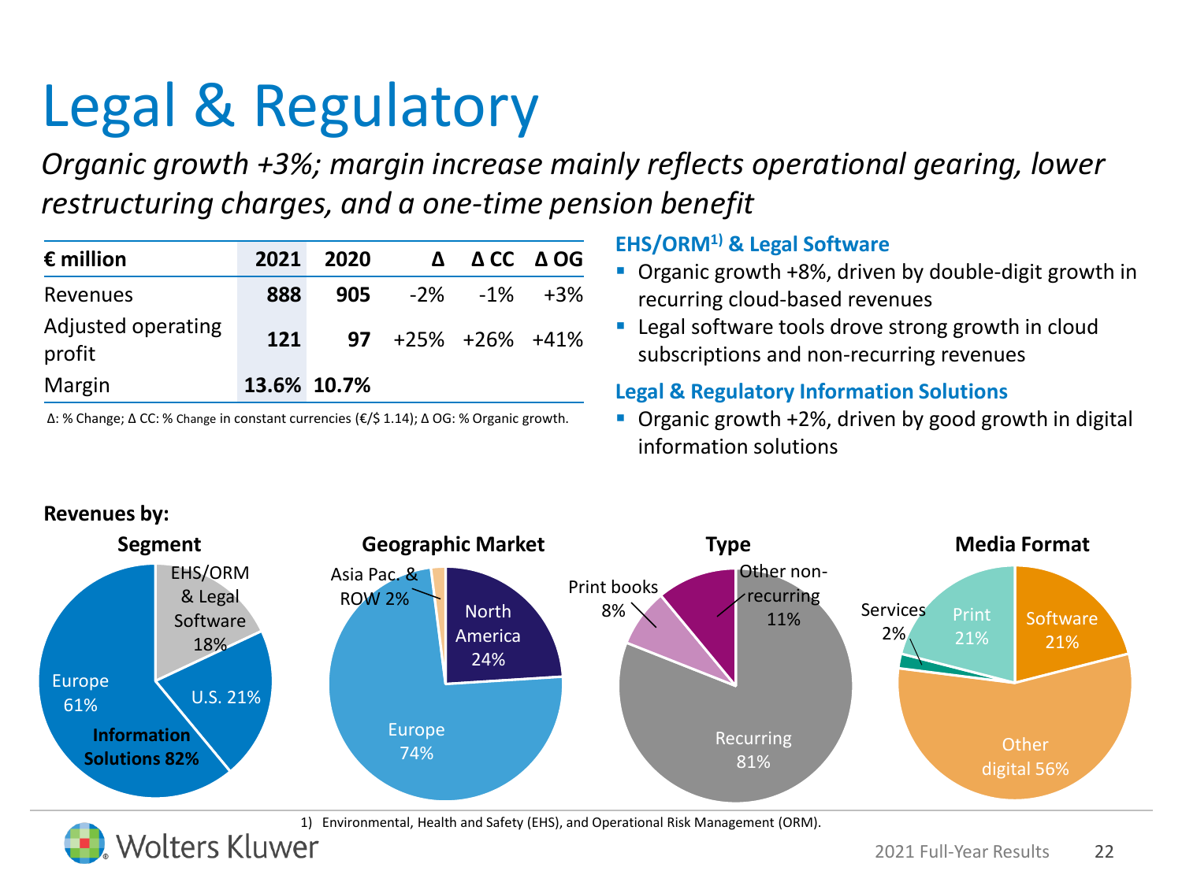# Legal & Regulatory

*Organic growth +3%; margin increase mainly reflects operational gearing, lower restructuring charges, and a one-time pension benefit*

| € million | 2021 | 2020 | Δ | Δ CC | Δ OG |
|---|---|---|---|---|---|
| Revenues | 888 | 905 | -2% | -1% | +3% |
| Adjusted operating profit | 121 | 97 | +25% | +26% | +41% |
| Margin | 13.6% | 10.7% | | | |

Δ: % Change; Δ CC: % Change in constant currencies (€/$ 1.14); Δ OG: % Organic growth.

### EHS/ORM[1] & Legal Software

- Organic growth +8%, driven by double-digit growth in recurring cloud-based revenues
- Legal software tools drove strong growth in cloud subscriptions and non-recurring revenues

### Legal & Regulatory Information Solutions

- Organic growth +2%, driven by good growth in digital information solutions

**Revenues by:**

**Segment**
- EHS/ORM & Legal Software 18%
- Information Solutions 82%
  - Europe 61%
  - U.S. 21%

**Geographic Market**
- North America 24%
- Europe 74%
- Asia Pac. & ROW 2%

**Type**
- Recurring 81%
- Print books 8%
- Other non-recurring 11%

**Media Format**
- Software 21%
- Other digital 56%
- Services 2%
- Print 21%

1) Environmental, Health and Safety (EHS), and Operational Risk Management (ORM).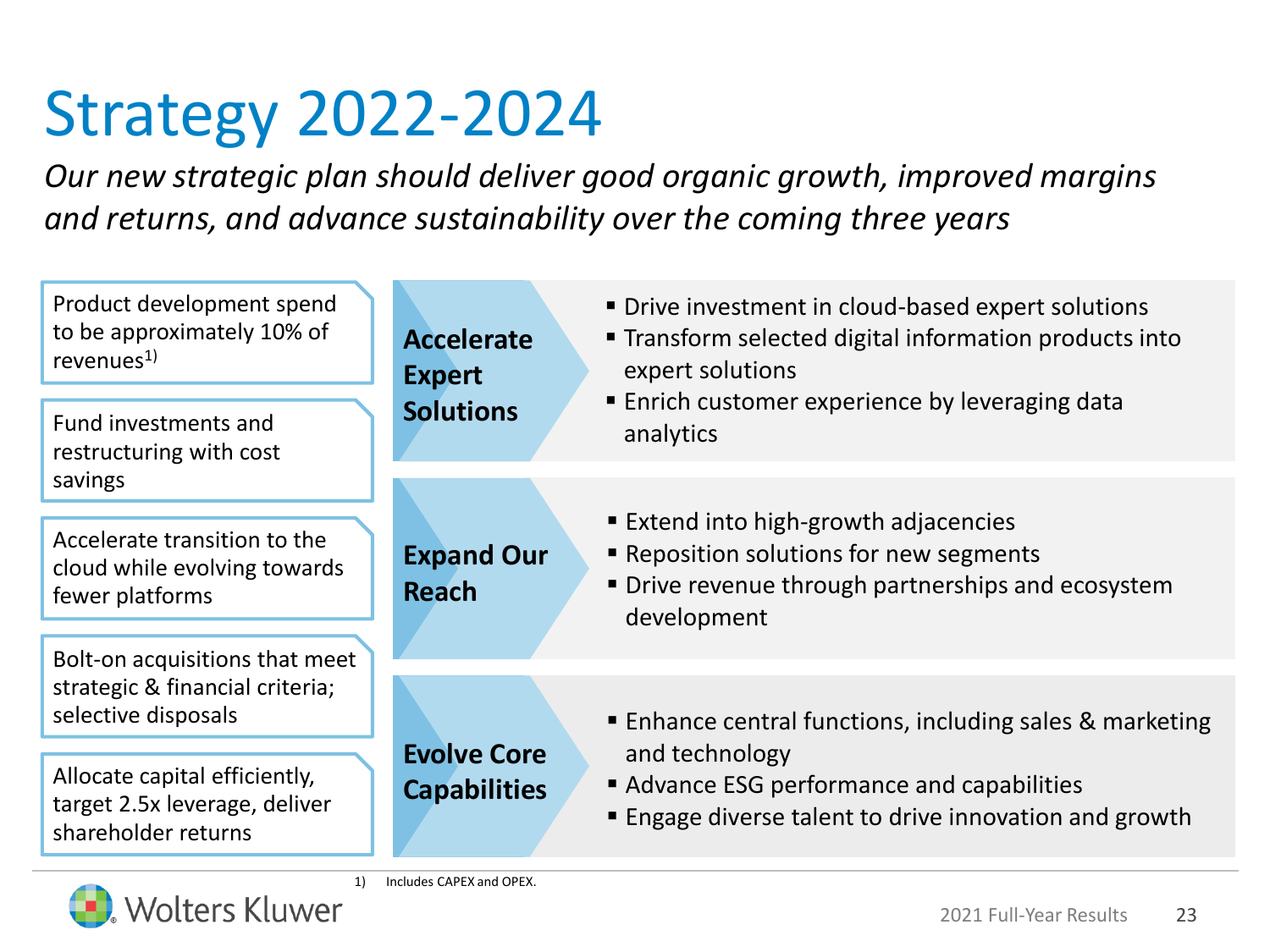# Strategy 2022-2024

*Our new strategic plan should deliver good organic growth, improved margins and returns, and advance sustainability over the coming three years*

- Product development spend to be approximately 10% of revenues[1)]
- Fund investments and restructuring with cost savings
- Accelerate transition to the cloud while evolving towards fewer platforms
- Bolt-on acquisitions that meet strategic & financial criteria; selective disposals
- Allocate capital efficiently, target 2.5x leverage, deliver shareholder returns

**Accelerate Expert Solutions**

- Drive investment in cloud-based expert solutions
- Transform selected digital information products into expert solutions
- Enrich customer experience by leveraging data analytics

**Expand Our Reach**

- Extend into high-growth adjacencies
- Reposition solutions for new segments
- Drive revenue through partnerships and ecosystem development

**Evolve Core Capabilities**

- Enhance central functions, including sales & marketing and technology
- Advance ESG performance and capabilities
- Engage diverse talent to drive innovation and growth

1) Includes CAPEX and OPEX.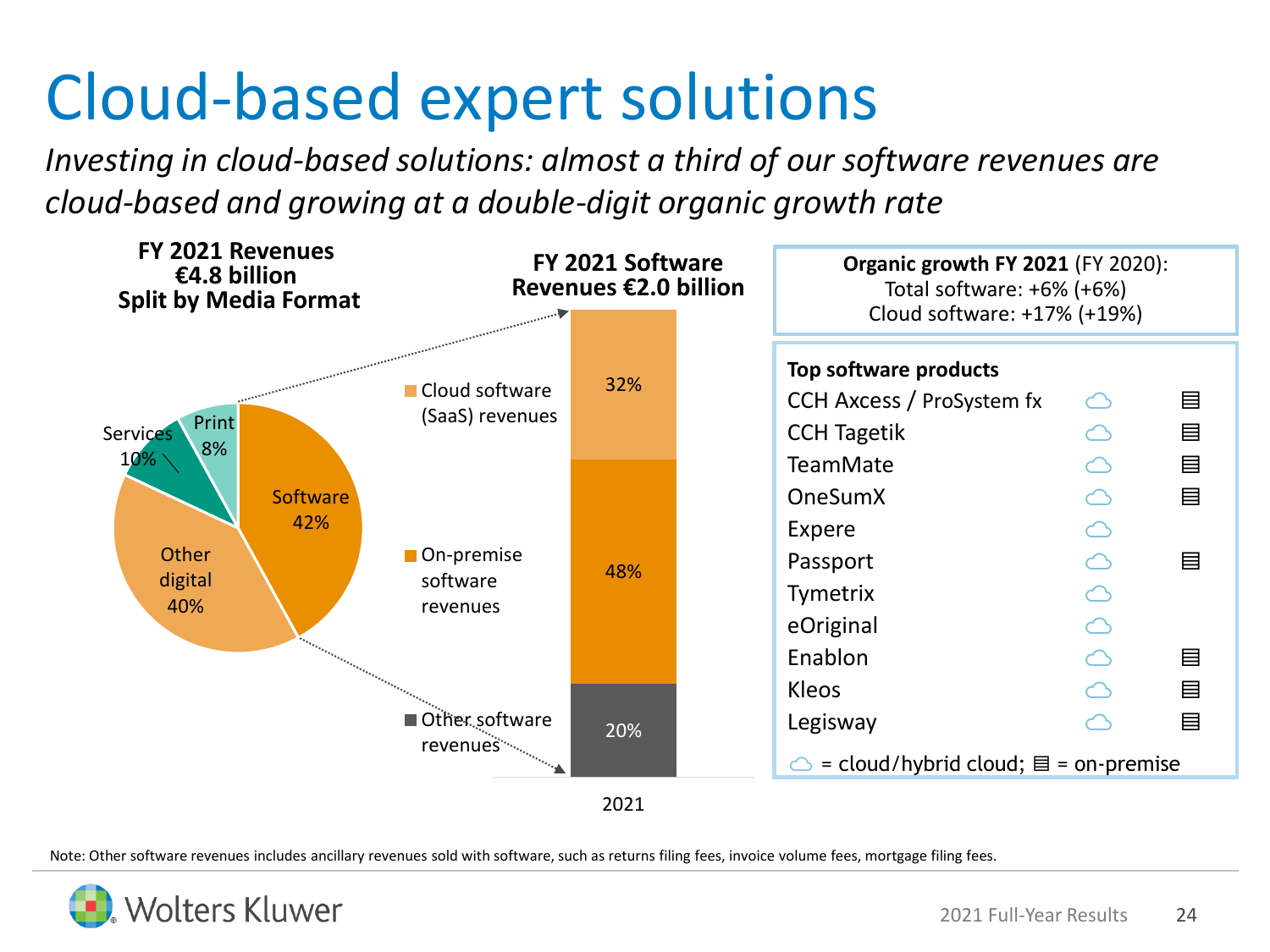# Cloud-based expert solutions

*Investing in cloud-based solutions: almost a third of our software revenues are cloud-based and growing at a double-digit organic growth rate*

**FY 2021 Revenues €4.8 billion Split by Media Format**

| Media Format | Share |
|---|---|
| Software | 42% |
| Other digital | 40% |
| Services | 10% |
| Print | 8% |

**FY 2021 Software Revenues €2.0 billion**

| Software revenues | 2021 |
|---|---|
| Cloud software (SaaS) revenues | 32% |
| On-premise software revenues | 48% |
| Other software revenues | 20% |

**Organic growth FY 2021** (FY 2020):
Total software: +6% (+6%)
Cloud software: +17% (+19%)

**Top software products**

| Product | Cloud/hybrid cloud | On-premise |
|---|---|---|
| CCH Axcess / ProSystem fx | ☁ | ▤ |
| CCH Tagetik | ☁ | ▤ |
| TeamMate | ☁ | ▤ |
| OneSumX | ☁ | ▤ |
| Expere | ☁ | |
| Passport | ☁ | ▤ |
| Tymetrix | ☁ | |
| eOriginal | ☁ | |
| Enablon | ☁ | ▤ |
| Kleos | ☁ | ▤ |
| Legisway | ☁ | ▤ |

☁ = cloud/hybrid cloud; ▤ = on-premise

Note: Other software revenues includes ancillary revenues sold with software, such as returns filing fees, invoice volume fees, mortgage filing fees.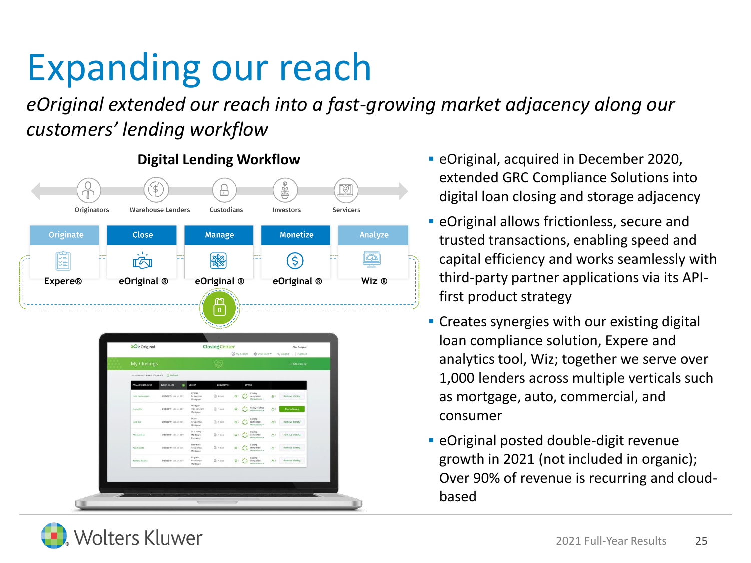# Expanding our reach

*eOriginal extended our reach into a fast-growing market adjacency along our customers' lending workflow*

## Digital Lending Workflow

Originators | Warehouse Lenders | Custodians | Investors | Servicers

| Originate | Close | Manage | Monetize | Analyze |
|---|---|---|---|---|
| Expere® | eOriginal ® | eOriginal ® | eOriginal ® | Wiz ® |

- eOriginal, acquired in December 2020, extended GRC Compliance Solutions into digital loan closing and storage adjacency
- eOriginal allows frictionless, secure and trusted transactions, enabling speed and capital efficiency and works seamlessly with third-party partner applications via its API-first product strategy
- Creates synergies with our existing digital loan compliance solution, Expere and analytics tool, Wiz; together we serve over 1,000 lenders across multiple verticals such as mortgage, auto, commercial, and consumer
- eOriginal posted double-digit revenue growth in 2021 (not included in organic); Over 90% of revenue is recurring and cloud-based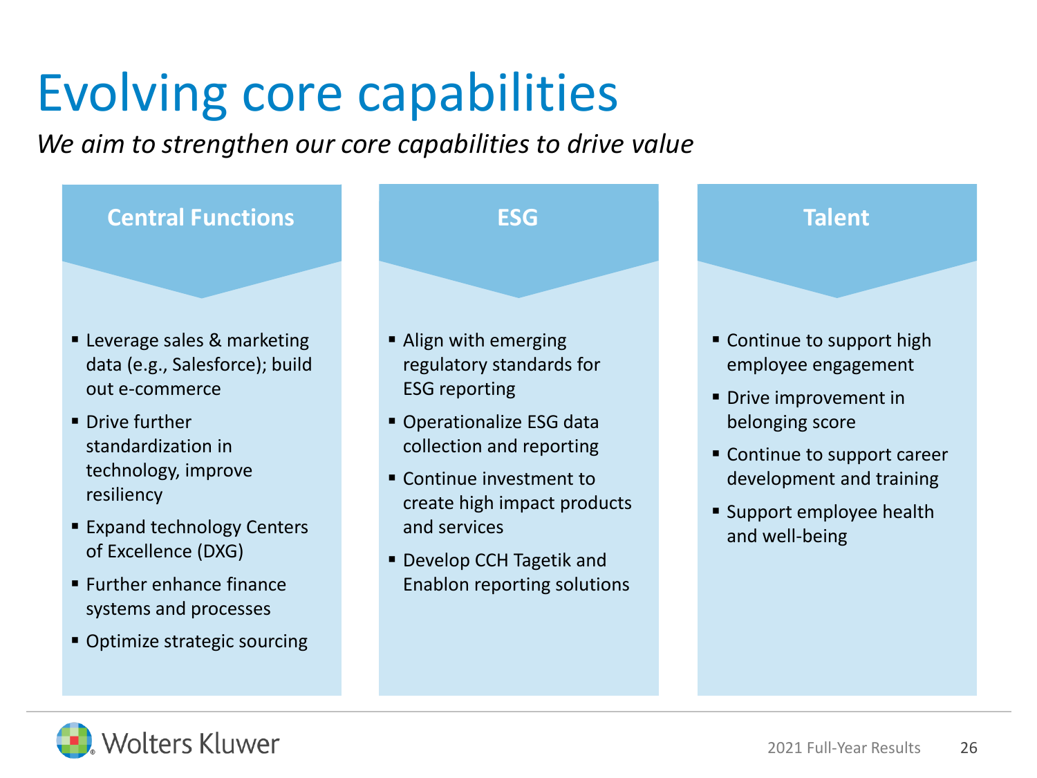# Evolving core capabilities

*We aim to strengthen our core capabilities to drive value*

## Central Functions

- Leverage sales & marketing data (e.g., Salesforce); build out e-commerce
- Drive further standardization in technology, improve resiliency
- Expand technology Centers of Excellence (DXG)
- Further enhance finance systems and processes
- Optimize strategic sourcing

## ESG

- Align with emerging regulatory standards for ESG reporting
- Operationalize ESG data collection and reporting
- Continue investment to create high impact products and services
- Develop CCH Tagetik and Enablon reporting solutions

## Talent

- Continue to support high employee engagement
- Drive improvement in belonging score
- Continue to support career development and training
- Support employee health and well-being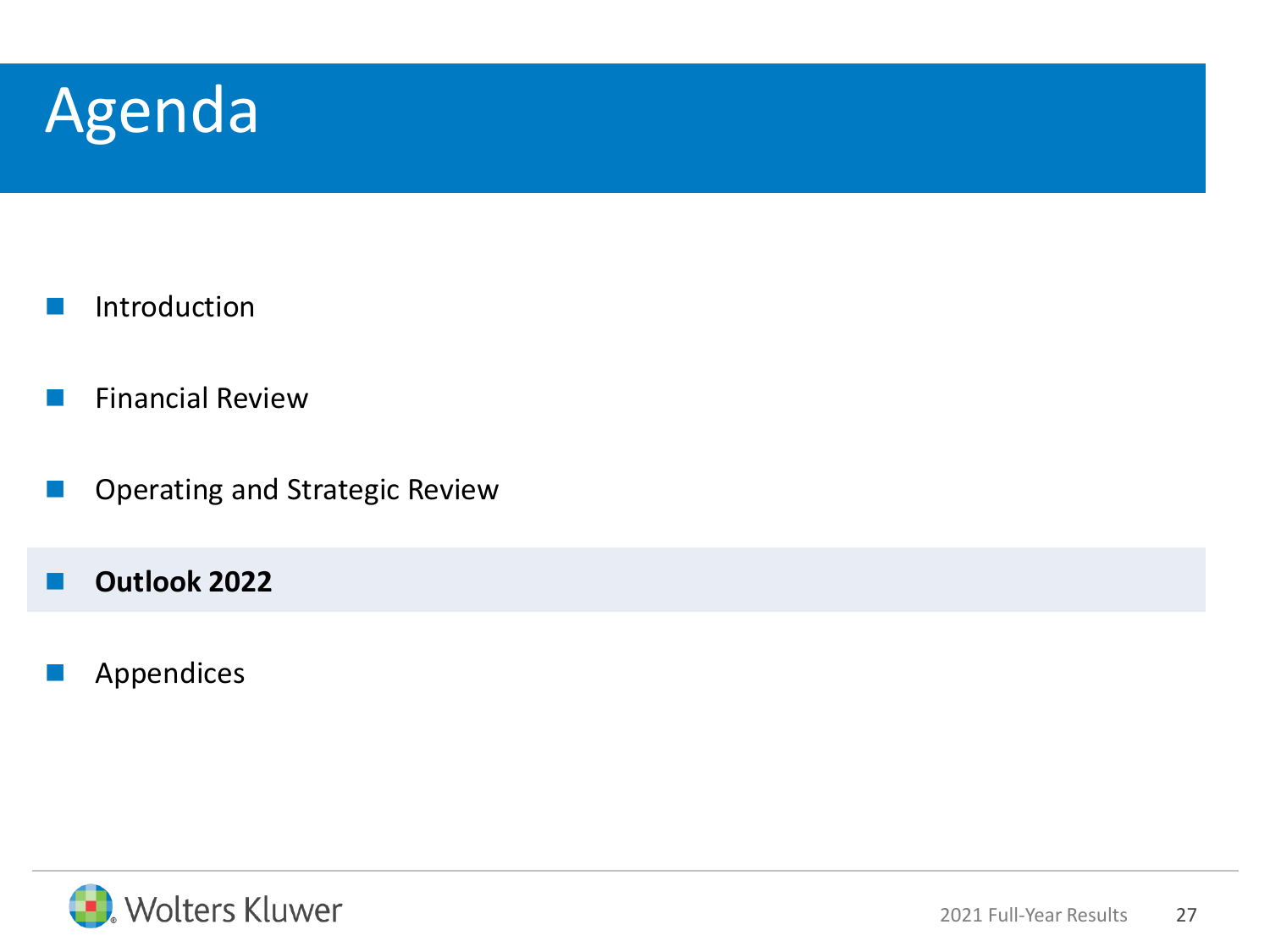# Agenda

- Introduction
- Financial Review
- Operating and Strategic Review
- **Outlook 2022**
- Appendices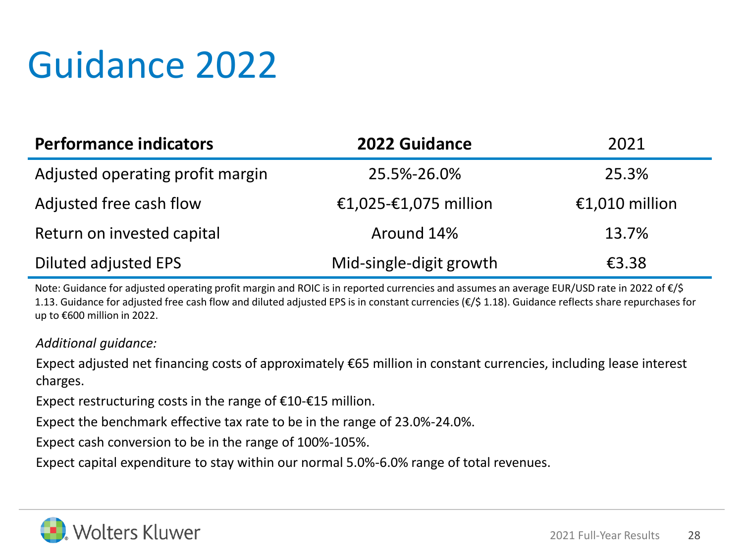# Guidance 2022

| **Performance indicators** | **2022 Guidance** | 2021 |
|---|---|---|
| Adjusted operating profit margin | 25.5%-26.0% | 25.3% |
| Adjusted free cash flow | €1,025-€1,075 million | €1,010 million |
| Return on invested capital | Around 14% | 13.7% |
| Diluted adjusted EPS | Mid-single-digit growth | €3.38 |

Note: Guidance for adjusted operating profit margin and ROIC is in reported currencies and assumes an average EUR/USD rate in 2022 of €/$ 1.13. Guidance for adjusted free cash flow and diluted adjusted EPS is in constant currencies (€/$ 1.18). Guidance reflects share repurchases for up to €600 million in 2022.

*Additional guidance:*

Expect adjusted net financing costs of approximately €65 million in constant currencies, including lease interest charges.

Expect restructuring costs in the range of €10-€15 million.

Expect the benchmark effective tax rate to be in the range of 23.0%-24.0%.

Expect cash conversion to be in the range of 100%-105%.

Expect capital expenditure to stay within our normal 5.0%-6.0% range of total revenues.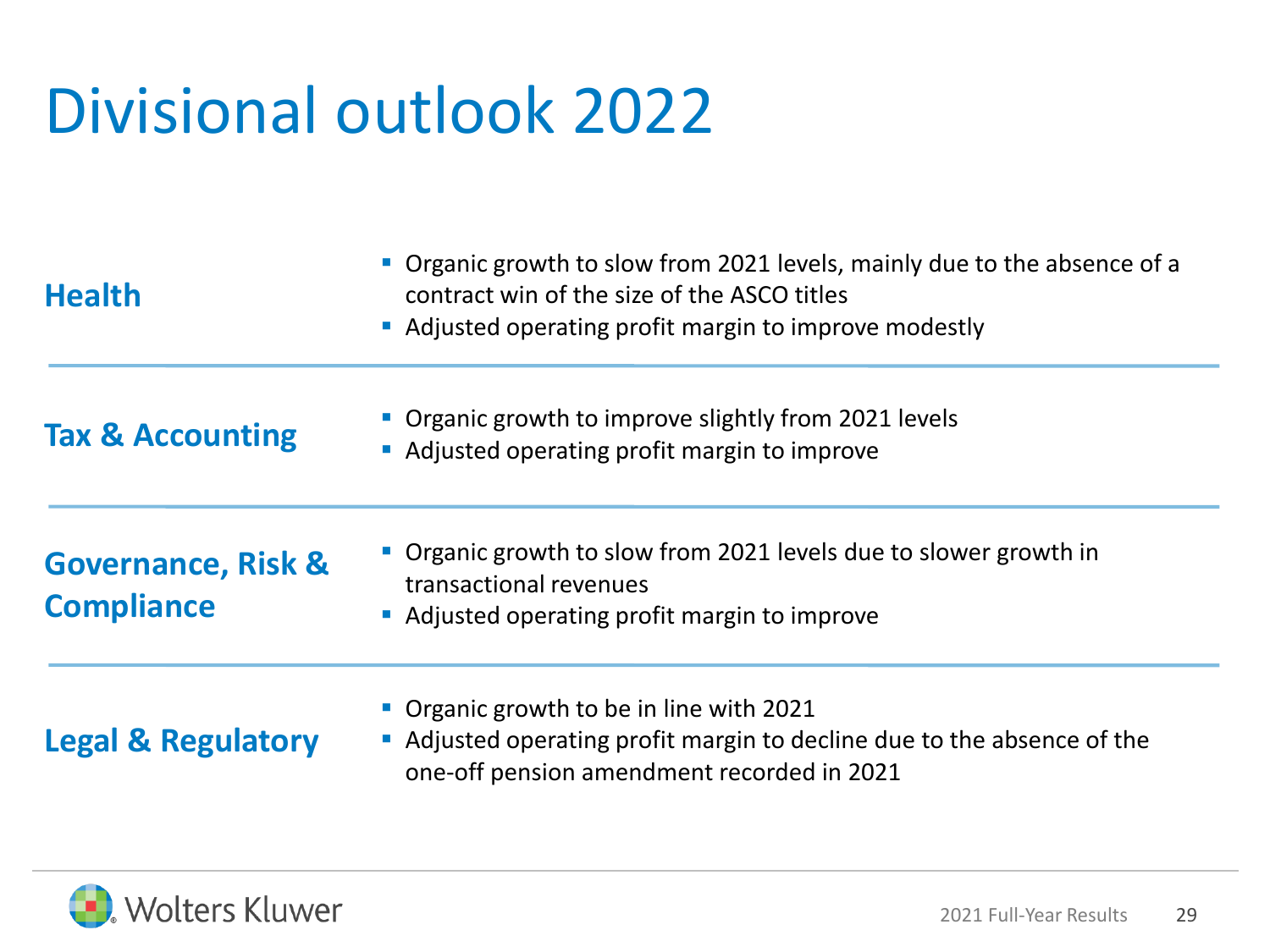# Divisional outlook 2022

## Health

- Organic growth to slow from 2021 levels, mainly due to the absence of a contract win of the size of the ASCO titles
- Adjusted operating profit margin to improve modestly

## Tax & Accounting

- Organic growth to improve slightly from 2021 levels
- Adjusted operating profit margin to improve

## Governance, Risk & Compliance

- Organic growth to slow from 2021 levels due to slower growth in transactional revenues
- Adjusted operating profit margin to improve

## Legal & Regulatory

- Organic growth to be in line with 2021
- Adjusted operating profit margin to decline due to the absence of the one-off pension amendment recorded in 2021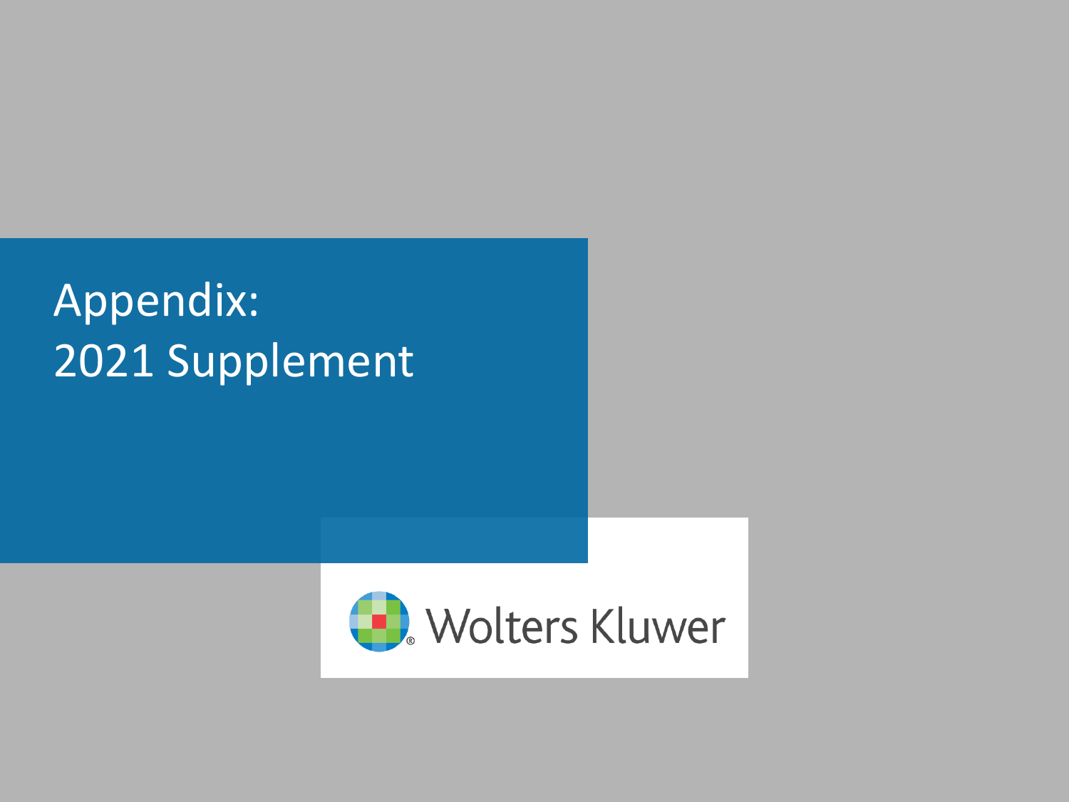# Appendix:
2021 Supplement

Wolters Kluwer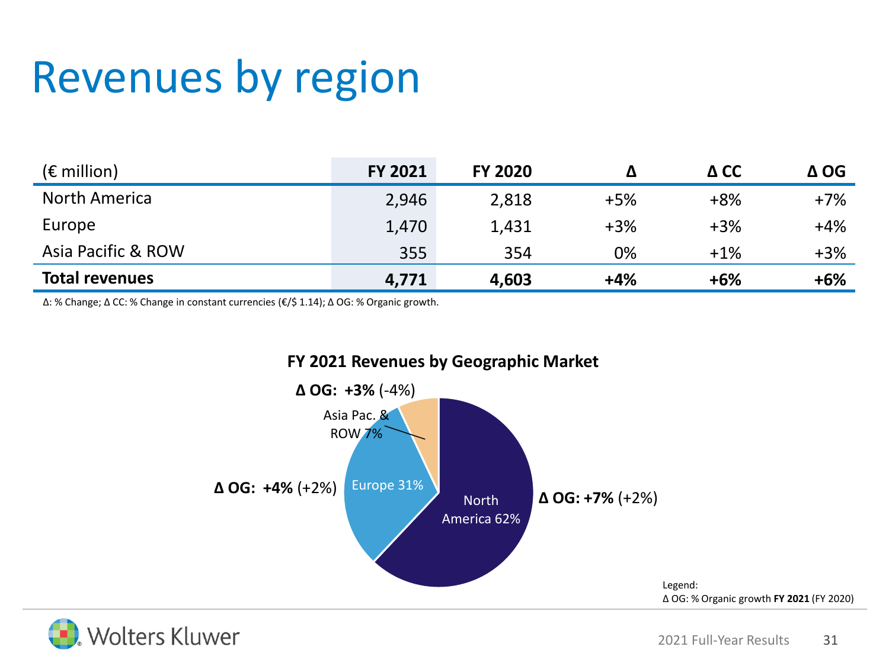# Revenues by region

| (€ million) | FY 2021 | FY 2020 | Δ | Δ CC | Δ OG |
|---|---|---|---|---|---|
| North America | 2,946 | 2,818 | +5% | +8% | +7% |
| Europe | 1,470 | 1,431 | +3% | +3% | +4% |
| Asia Pacific & ROW | 355 | 354 | 0% | +1% | +3% |
| **Total revenues** | **4,771** | **4,603** | **+4%** | **+6%** | **+6%** |

Δ: % Change; Δ CC: % Change in constant currencies (€/$ 1.14); Δ OG: % Organic growth.

**FY 2021 Revenues by Geographic Market**

- North America 62% — **Δ OG: +7%** (+2%)
- Europe 31% — **Δ OG: +4%** (+2%)
- Asia Pac. & ROW 7% — **Δ OG: +3%** (-4%)

Legend:
Δ OG: % Organic growth **FY 2021** (FY 2020)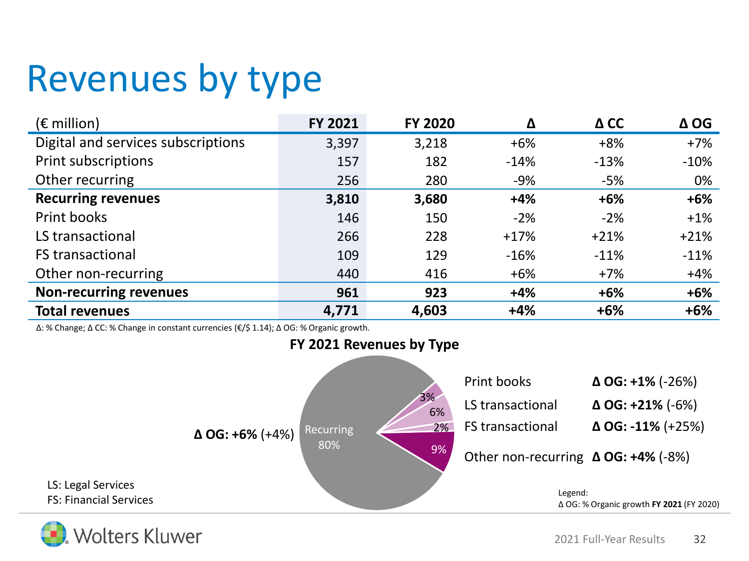# Revenues by type

| (€ million) | FY 2021 | FY 2020 | Δ | Δ CC | Δ OG |
|---|---|---|---|---|---|
| Digital and services subscriptions | 3,397 | 3,218 | +6% | +8% | +7% |
| Print subscriptions | 157 | 182 | -14% | -13% | -10% |
| Other recurring | 256 | 280 | -9% | -5% | 0% |
| **Recurring revenues** | **3,810** | **3,680** | **+4%** | **+6%** | **+6%** |
| Print books | 146 | 150 | -2% | -2% | +1% |
| LS transactional | 266 | 228 | +17% | +21% | +21% |
| FS transactional | 109 | 129 | -16% | -11% | -11% |
| Other non-recurring | 440 | 416 | +6% | +7% | +4% |
| **Non-recurring revenues** | **961** | **923** | **+4%** | **+6%** | **+6%** |
| **Total revenues** | **4,771** | **4,603** | **+4%** | **+6%** | **+6%** |

Δ: % Change; Δ CC: % Change in constant currencies (€/$ 1.14); Δ OG: % Organic growth.

**FY 2021 Revenues by Type**

| Type | Share | Δ OG |
|---|---|---|
| Recurring | 80% | **Δ OG: +6%** (+4%) |
| Print books | 3% | **Δ OG: +1%** (-26%) |
| LS transactional | 6% | **Δ OG: +21%** (-6%) |
| FS transactional | 2% | **Δ OG: -11%** (+25%) |
| Other non-recurring | 9% | **Δ OG: +4%** (-8%) |

LS: Legal Services
FS: Financial Services

Legend:
Δ OG: % Organic growth **FY 2021** (FY 2020)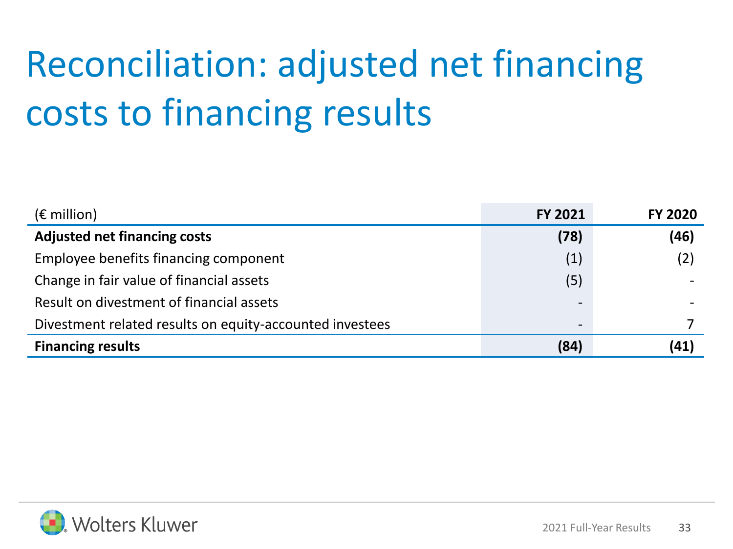# Reconciliation: adjusted net financing costs to financing results

| (€ million) | FY 2021 | FY 2020 |
|---|---|---|
| **Adjusted net financing costs** | **(78)** | **(46)** |
| Employee benefits financing component | (1) | (2) |
| Change in fair value of financial assets | (5) | - |
| Result on divestment of financial assets | - | - |
| Divestment related results on equity-accounted investees | - | 7 |
| **Financing results** | **(84)** | **(41)** |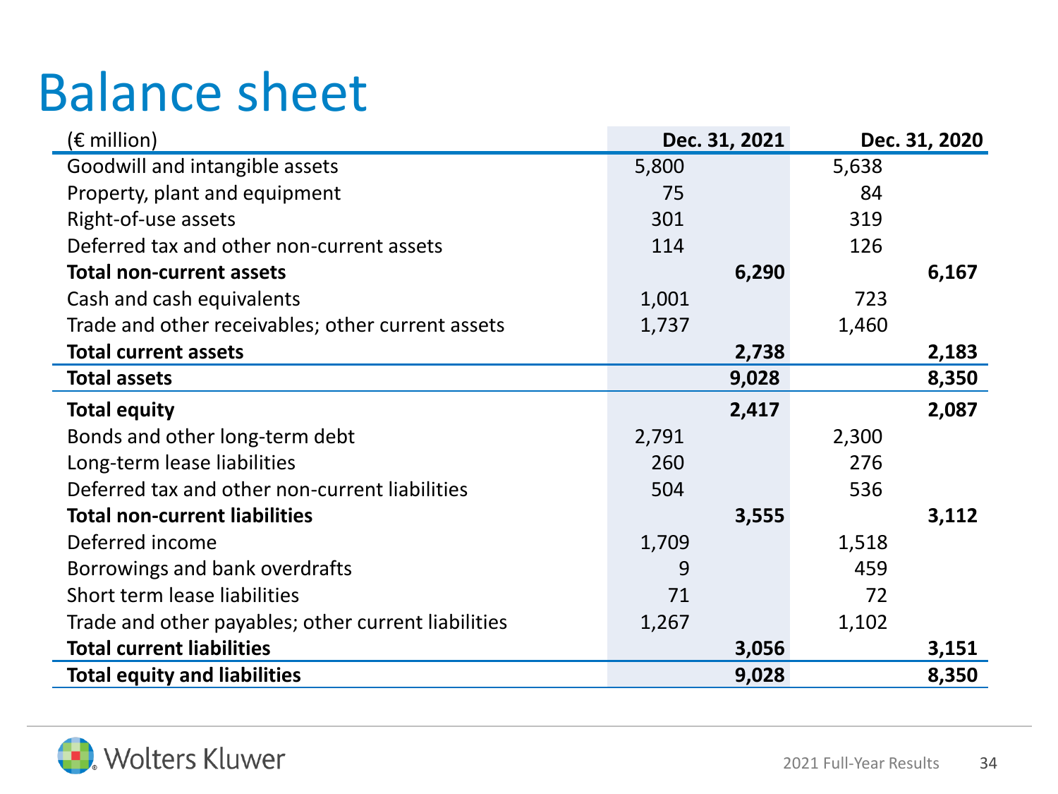# Balance sheet

| (€ million) | Dec. 31, 2021 | | Dec. 31, 2020 | |
|---|---|---|---|---|
| Goodwill and intangible assets | 5,800 | | 5,638 | |
| Property, plant and equipment | 75 | | 84 | |
| Right-of-use assets | 301 | | 319 | |
| Deferred tax and other non-current assets | 114 | | 126 | |
| **Total non-current assets** | | **6,290** | | **6,167** |
| Cash and cash equivalents | 1,001 | | 723 | |
| Trade and other receivables; other current assets | 1,737 | | 1,460 | |
| **Total current assets** | | **2,738** | | **2,183** |
| **Total assets** | | **9,028** | | **8,350** |
| **Total equity** | | **2,417** | | **2,087** |
| Bonds and other long-term debt | 2,791 | | 2,300 | |
| Long-term lease liabilities | 260 | | 276 | |
| Deferred tax and other non-current liabilities | 504 | | 536 | |
| **Total non-current liabilities** | | **3,555** | | **3,112** |
| Deferred income | 1,709 | | 1,518 | |
| Borrowings and bank overdrafts | 9 | | 459 | |
| Short term lease liabilities | 71 | | 72 | |
| Trade and other payables; other current liabilities | 1,267 | | 1,102 | |
| **Total current liabilities** | | **3,056** | | **3,151** |
| **Total equity and liabilities** | | **9,028** | | **8,350** |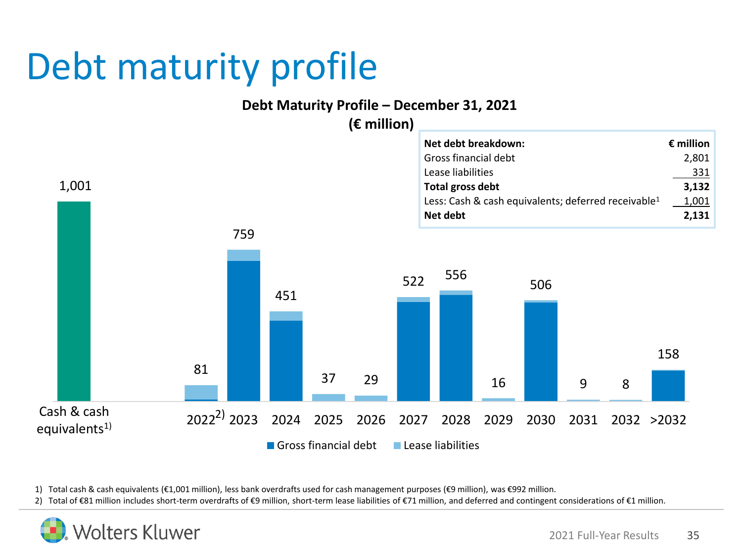# Debt maturity profile

**Debt Maturity Profile – December 31, 2021**
**(€ million)**

| Category | Total |
|---|---|
| Cash & cash equivalents[1)] | 1,001 |
| 2022[2)] | 81 |
| 2023 | 759 |
| 2024 | 451 |
| 2025 | 37 |
| 2026 | 29 |
| 2027 | 522 |
| 2028 | 556 |
| 2029 | 16 |
| 2030 | 506 |
| 2031 | 9 |
| 2032 | 8 |
| >2032 | 158 |

Gross financial debt · Lease liabilities

| Net debt breakdown: | € million |
|---|---|
| Gross financial debt | 2,801 |
| Lease liabilities | 331 |
| **Total gross debt** | **3,132** |
| Less: Cash & cash equivalents; deferred receivable[1] | 1,001 |
| **Net debt** | **2,131** |

1) Total cash & cash equivalents (€1,001 million), less bank overdrafts used for cash management purposes (€9 million), was €992 million.

2) Total of €81 million includes short-term overdrafts of €9 million, short-term lease liabilities of €71 million, and deferred and contingent considerations of €1 million.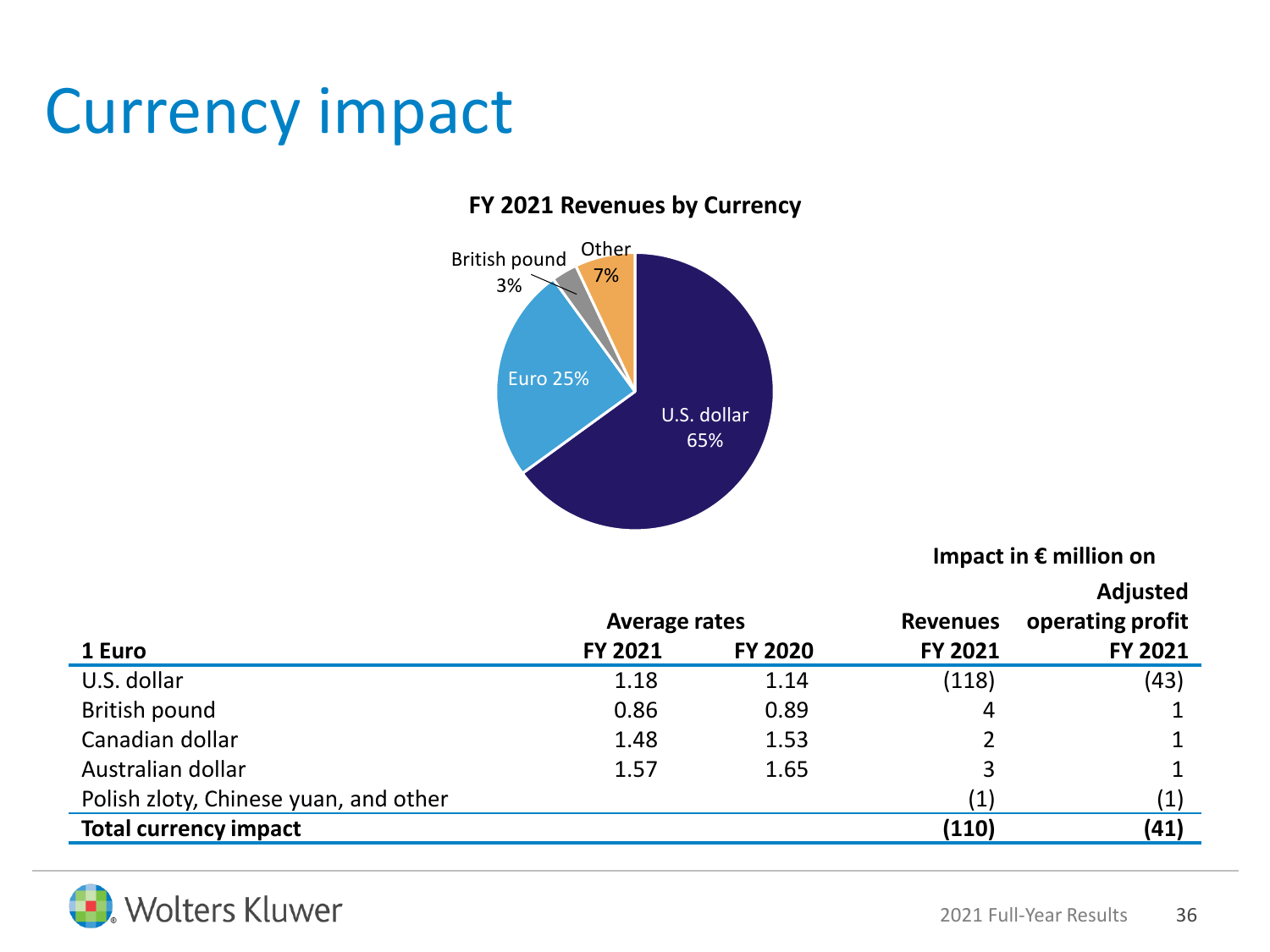# Currency impact

**FY 2021 Revenues by Currency**

U.S. dollar 65%
Euro 25%
British pound 3%
Other 7%

| 1 Euro | Average rates FY 2021 | Average rates FY 2020 | Impact in € million on Revenues FY 2021 | Impact in € million on Adjusted operating profit FY 2021 |
|---|---|---|---|---|
| U.S. dollar | 1.18 | 1.14 | (118) | (43) |
| British pound | 0.86 | 0.89 | 4 | 1 |
| Canadian dollar | 1.48 | 1.53 | 2 | 1 |
| Australian dollar | 1.57 | 1.65 | 3 | 1 |
| Polish zloty, Chinese yuan, and other | | | (1) | (1) |
| **Total currency impact** | | | **(110)** | **(41)** |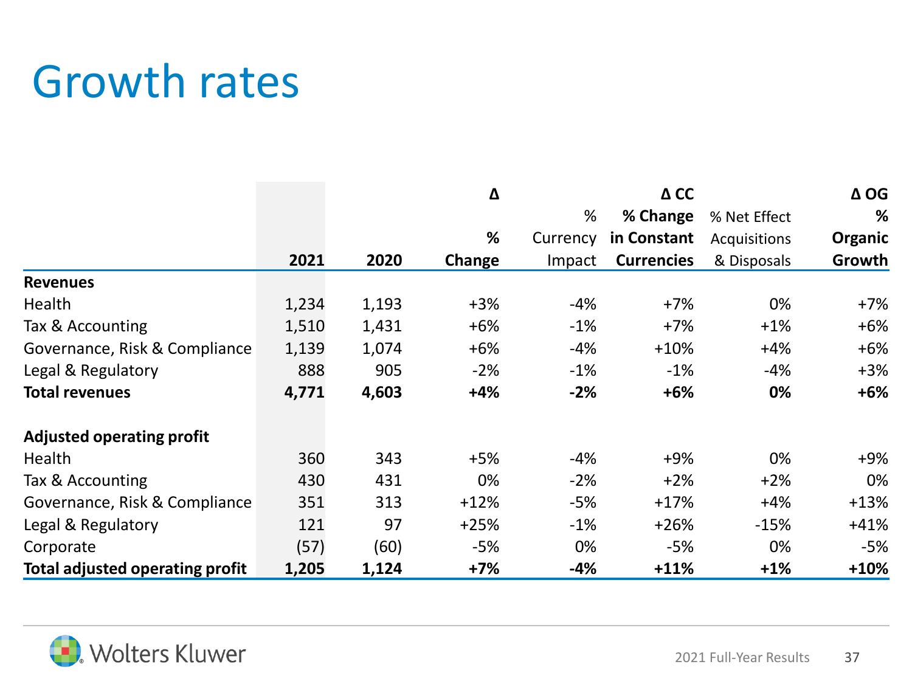# Growth rates

| | 2021 | 2020 | Δ<br>% Change | % Currency Impact | Δ CC<br>% Change in Constant Currencies | % Net Effect Acquisitions & Disposals | Δ OG<br>% Organic Growth |
|---|---|---|---|---|---|---|---|
| **Revenues** | | | | | | | |
| Health | 1,234 | 1,193 | +3% | -4% | +7% | 0% | +7% |
| Tax & Accounting | 1,510 | 1,431 | +6% | -1% | +7% | +1% | +6% |
| Governance, Risk & Compliance | 1,139 | 1,074 | +6% | -4% | +10% | +4% | +6% |
| Legal & Regulatory | 888 | 905 | -2% | -1% | -1% | -4% | +3% |
| **Total revenues** | **4,771** | **4,603** | **+4%** | **-2%** | **+6%** | **0%** | **+6%** |
| | | | | | | | |
| **Adjusted operating profit** | | | | | | | |
| Health | 360 | 343 | +5% | -4% | +9% | 0% | +9% |
| Tax & Accounting | 430 | 431 | 0% | -2% | +2% | +2% | 0% |
| Governance, Risk & Compliance | 351 | 313 | +12% | -5% | +17% | +4% | +13% |
| Legal & Regulatory | 121 | 97 | +25% | -1% | +26% | -15% | +41% |
| Corporate | (57) | (60) | -5% | 0% | -5% | 0% | -5% |
| **Total adjusted operating profit** | **1,205** | **1,124** | **+7%** | **-4%** | **+11%** | **+1%** | **+10%** |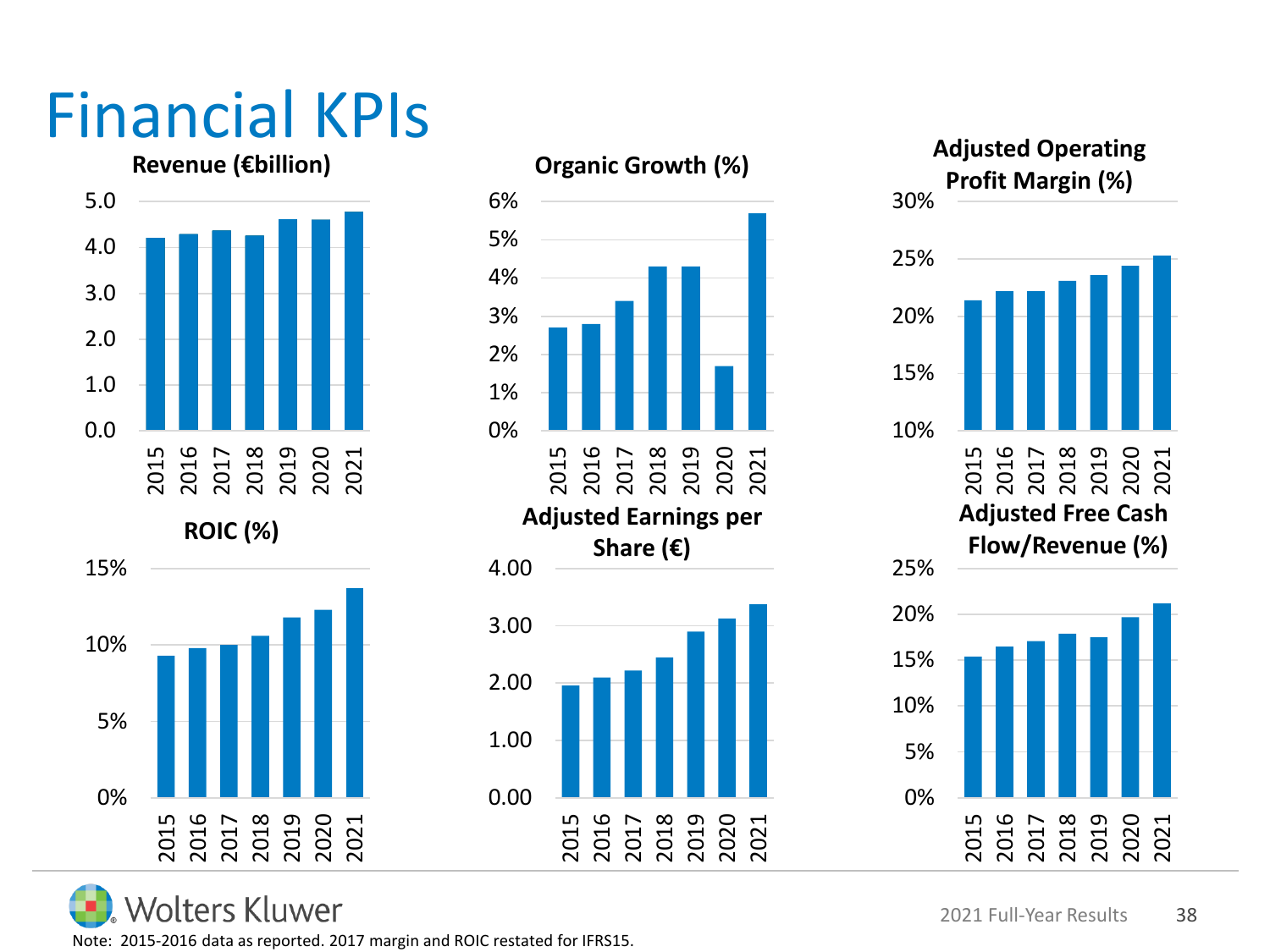# Financial KPIs

**Revenue (€billion)**

**Organic Growth (%)**

**Adjusted Operating Profit Margin (%)**

**ROIC (%)**

**Adjusted Earnings per Share (€)**

**Adjusted Free Cash Flow/Revenue (%)**

Note: 2015-2016 data as reported. 2017 margin and ROIC restated for IFRS15.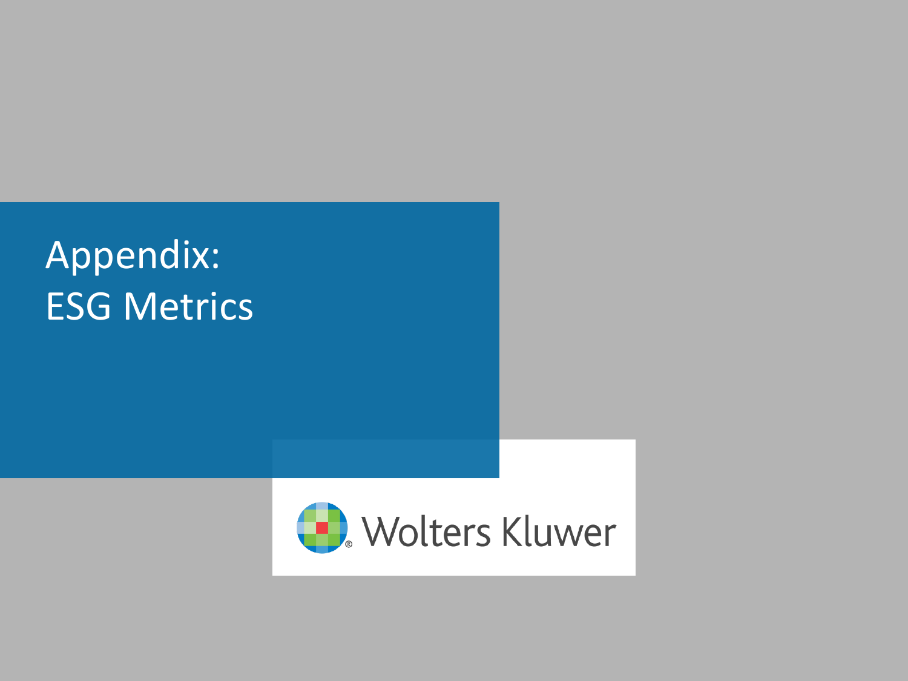# Appendix: ESG Metrics

Wolters Kluwer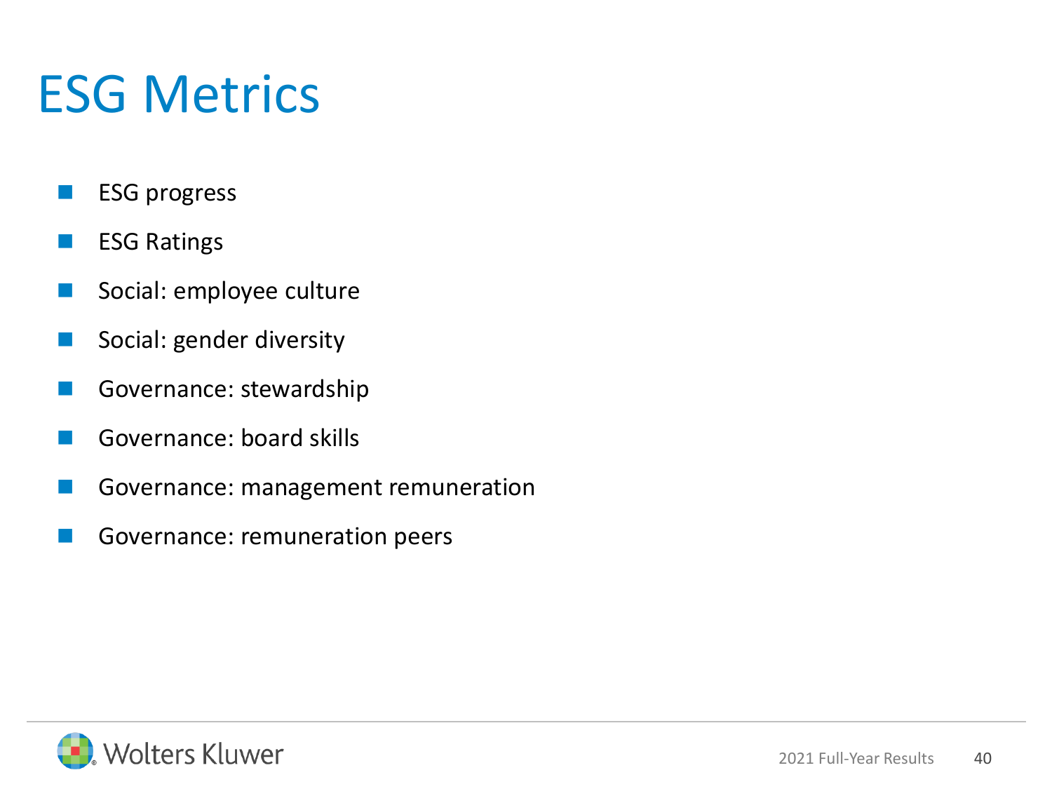# ESG Metrics

- ESG progress
- ESG Ratings
- Social: employee culture
- Social: gender diversity
- Governance: stewardship
- Governance: board skills
- Governance: management remuneration
- Governance: remuneration peers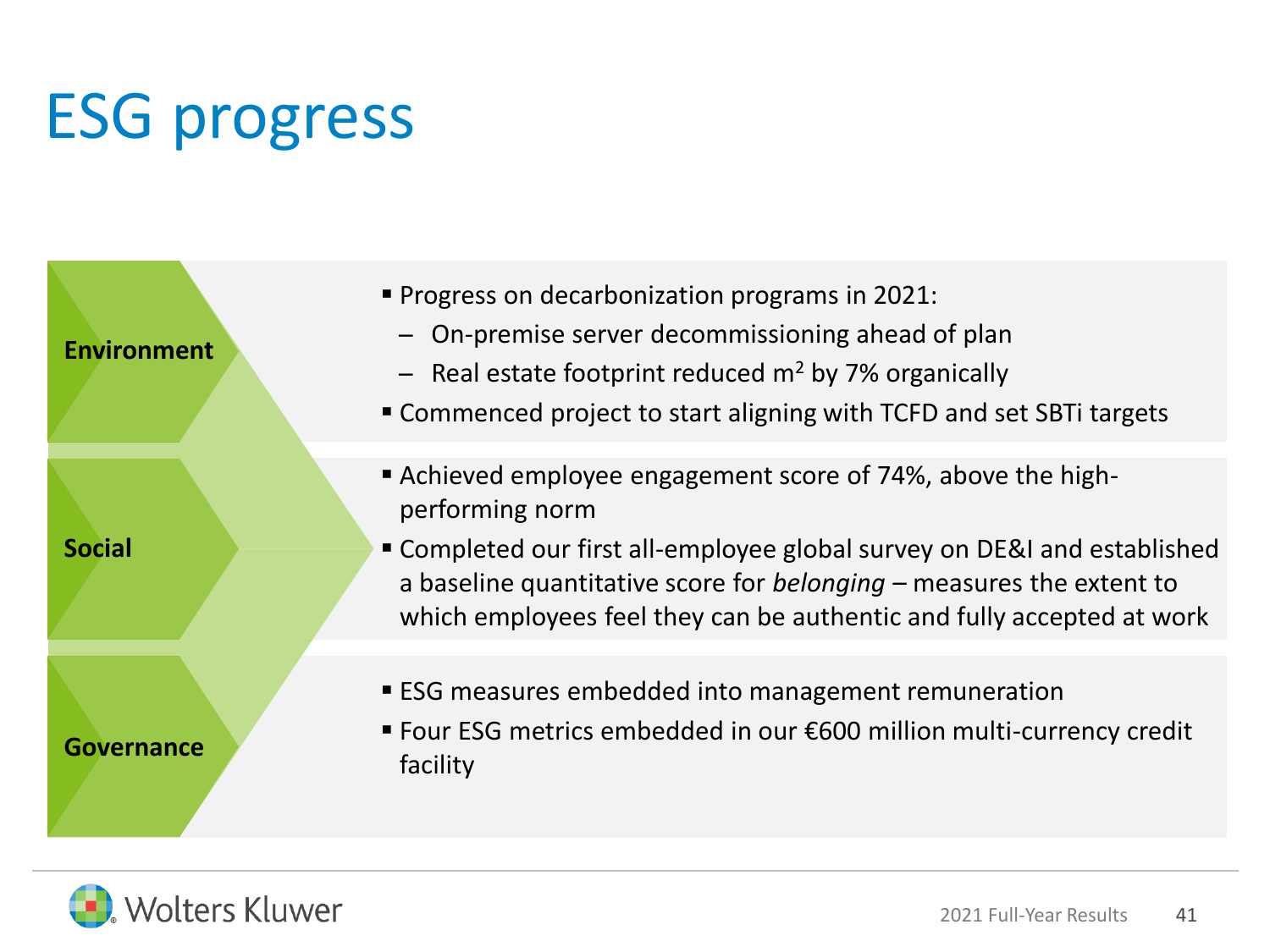# ESG progress

**Environment**

- Progress on decarbonization programs in 2021:
  - On-premise server decommissioning ahead of plan
  - Real estate footprint reduced $m^2$ by 7% organically
- Commenced project to start aligning with TCFD and set SBTi targets

**Social**

- Achieved employee engagement score of 74%, above the high-performing norm
- Completed our first all-employee global survey on DE&I and established a baseline quantitative score for *belonging* – measures the extent to which employees feel they can be authentic and fully accepted at work

**Governance**

- ESG measures embedded into management remuneration
- Four ESG metrics embedded in our €600 million multi-currency credit facility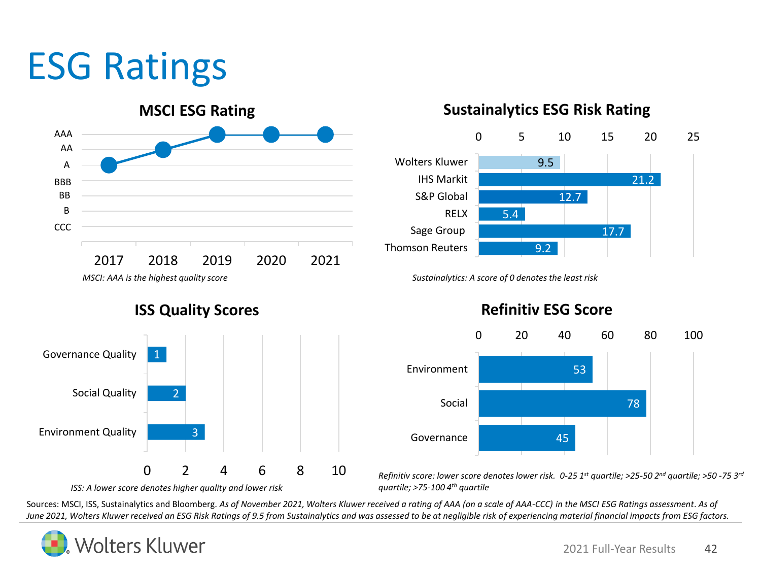# ESG Ratings

## MSCI ESG Rating

| Year | Rating |
| --- | --- |
| 2017 | A |
| 2018 | AA |
| 2019 | AAA |
| 2020 | AAA |
| 2021 | AAA |

*MSCI: AAA is the highest quality score*

## Sustainalytics ESG Risk Rating

| Company | Score |
| --- | --- |
| Wolters Kluwer | 9.5 |
| IHS Markit | 21.2 |
| S&P Global | 12.7 |
| RELX | 5.4 |
| Sage Group | 17.7 |
| Thomson Reuters | 9.2 |

*Sustainalytics: A score of 0 denotes the least risk*

## ISS Quality Scores

| Category | Score |
| --- | --- |
| Governance Quality | 1 |
| Social Quality | 2 |
| Environment Quality | 3 |

*ISS: A lower score denotes higher quality and lower risk*

## Refinitiv ESG Score

| Category | Score |
| --- | --- |
| Environment | 53 |
| Social | 78 |
| Governance | 45 |

*Refinitiv score: lower score denotes lower risk. 0-25 1st quartile; >25-50 2nd quartile; >50 -75 3rd quartile; >75-100 4th quartile*

Sources: MSCI, ISS, Sustainalytics and Bloomberg. *As of November 2021, Wolters Kluwer received a rating of AAA (on a scale of AAA-CCC) in the MSCI ESG Ratings assessment. As of June 2021, Wolters Kluwer received an ESG Risk Ratings of 9.5 from Sustainalytics and was assessed to be at negligible risk of experiencing material financial impacts from ESG factors.*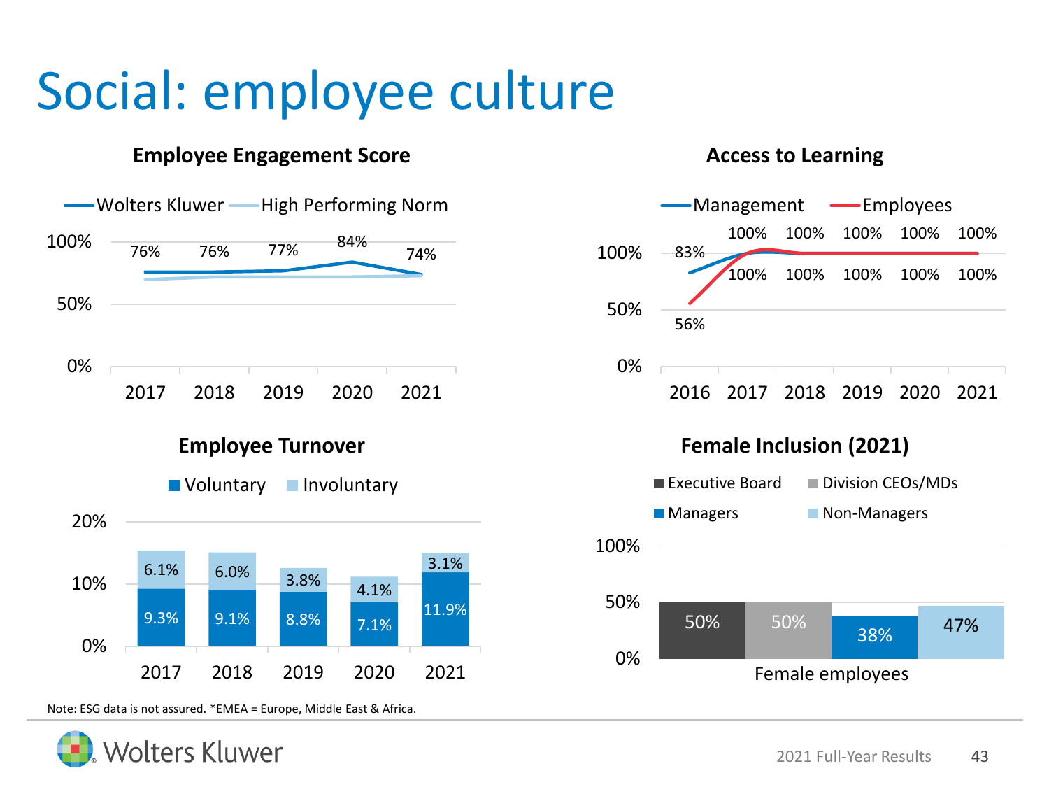# Social: employee culture

### Employee Engagement Score

| | 2017 | 2018 | 2019 | 2020 | 2021 |
|---|---|---|---|---|---|
| Wolters Kluwer | 76% | 76% | 77% | 84% | 74% |

Legend: Wolters Kluwer, High Performing Norm

### Access to Learning

| | 2016 | 2017 | 2018 | 2019 | 2020 | 2021 |
|---|---|---|---|---|---|---|
| Management | 83% | 100% | 100% | 100% | 100% | 100% |
| Employees | 56% | 100% | 100% | 100% | 100% | 100% |

### Employee Turnover

| | 2017 | 2018 | 2019 | 2020 | 2021 |
|---|---|---|---|---|---|
| Voluntary | 9.3% | 9.1% | 8.8% | 7.1% | 11.9% |
| Involuntary | 6.1% | 6.0% | 3.8% | 4.1% | 3.1% |

### Female Inclusion (2021)

| Female employees | |
|---|---|
| Executive Board | 50% |
| Division CEOs/MDs | 50% |
| Managers | 38% |
| Non-Managers | 47% |

Note: ESG data is not assured. *EMEA = Europe, Middle East & Africa.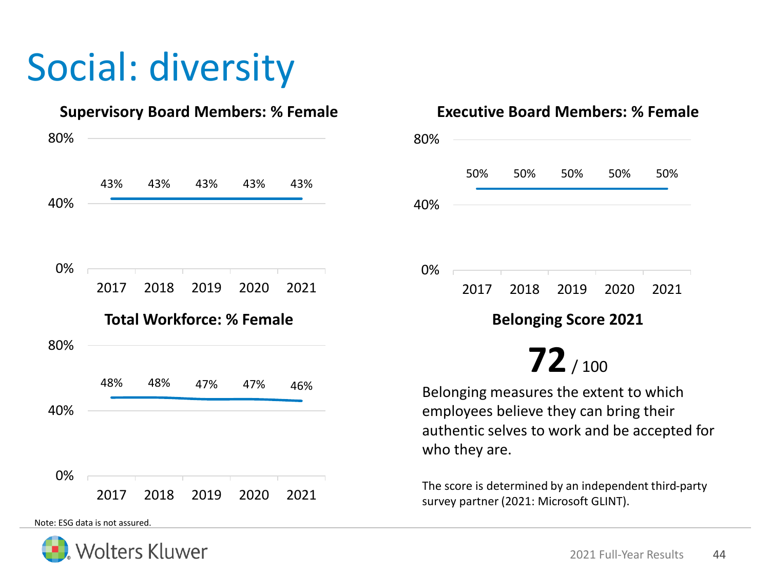# Social: diversity

### Supervisory Board Members: % Female

| 2017 | 2018 | 2019 | 2020 | 2021 |
|---|---|---|---|---|
| 43% | 43% | 43% | 43% | 43% |

### Executive Board Members: % Female

| 2017 | 2018 | 2019 | 2020 | 2021 |
|---|---|---|---|---|
| 50% | 50% | 50% | 50% | 50% |

### Total Workforce: % Female

| 2017 | 2018 | 2019 | 2020 | 2021 |
|---|---|---|---|---|
| 48% | 48% | 47% | 47% | 46% |

### Belonging Score 2021

**72** / 100

Belonging measures the extent to which employees believe they can bring their authentic selves to work and be accepted for who they are.

The score is determined by an independent third-party survey partner (2021: Microsoft GLINT).

Note: ESG data is not assured.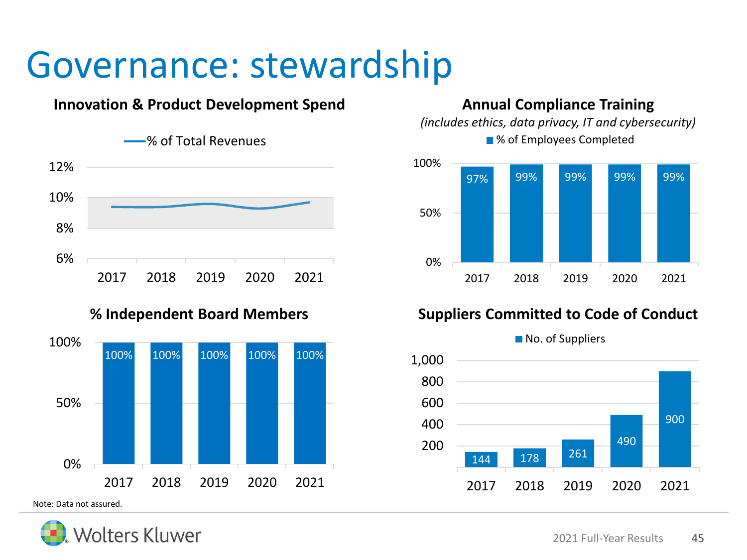# Governance: stewardship

### Innovation & Product Development Spend

% of Total Revenues

| | 2017 | 2018 | 2019 | 2020 | 2021 |
|---|---|---|---|---|---|

### Annual Compliance Training

*(includes ethics, data privacy, IT and cybersecurity)*

% of Employees Completed

| | 2017 | 2018 | 2019 | 2020 | 2021 |
|---|---|---|---|---|---|
| % of Employees Completed | 97% | 99% | 99% | 99% | 99% |

### % Independent Board Members

| | 2017 | 2018 | 2019 | 2020 | 2021 |
|---|---|---|---|---|---|
| % Independent Board Members | 100% | 100% | 100% | 100% | 100% |

### Suppliers Committed to Code of Conduct

No. of Suppliers

| | 2017 | 2018 | 2019 | 2020 | 2021 |
|---|---|---|---|---|---|
| No. of Suppliers | 144 | 178 | 261 | 490 | 900 |

Note: Data not assured.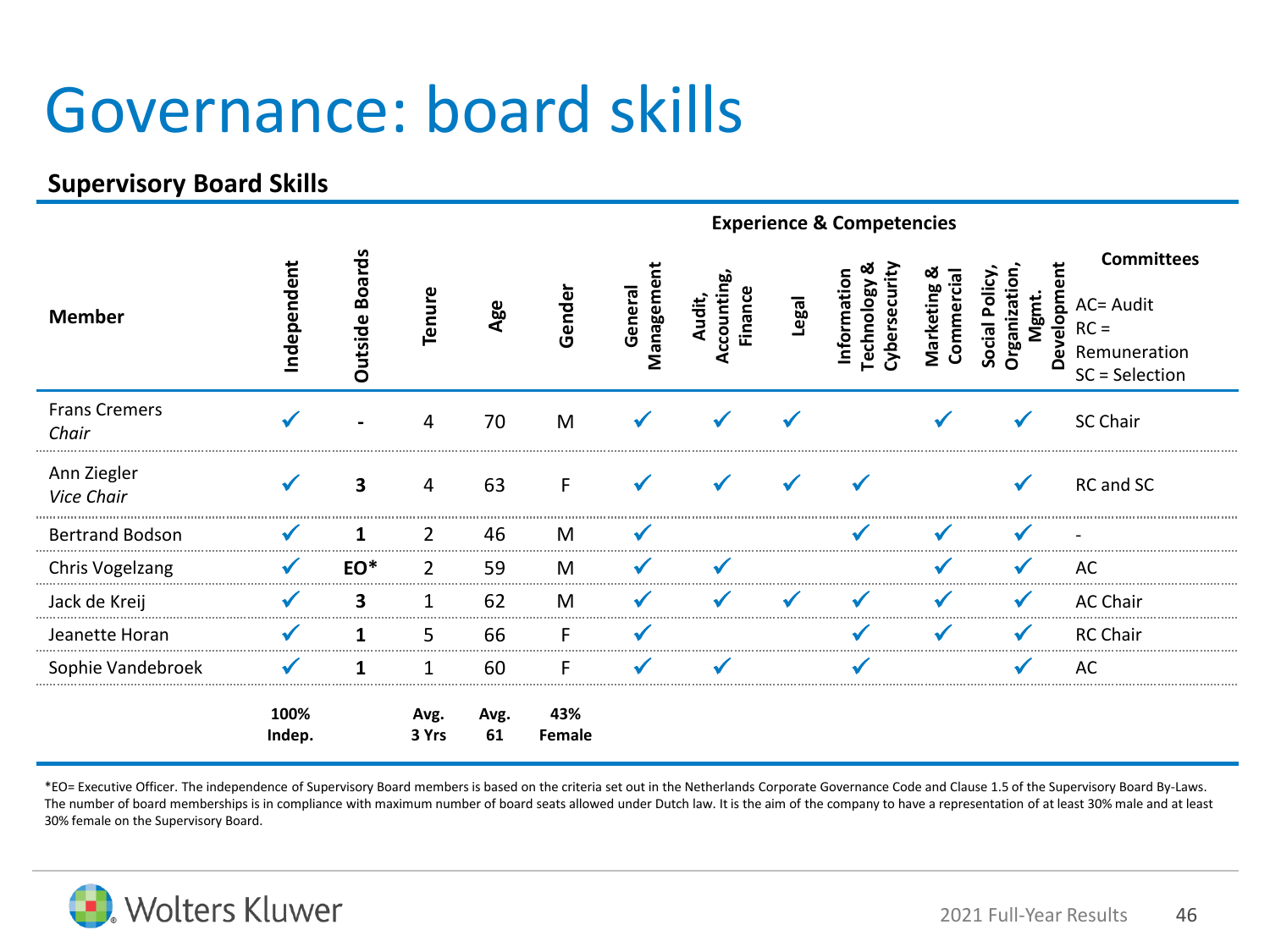# Governance: board skills

## Supervisory Board Skills

| Member | Independent | Outside Boards | Tenure | Age | Gender | General Management | Audit, Accounting, Finance | Legal | Information Technology & Cybersecurity | Marketing & Commercial | Social Policy, Organization, Mgmt. Development | Committees (AC= Audit, RC = Remuneration, SC = Selection) |
|---|---|---|---|---|---|---|---|---|---|---|---|---|
| | | | | | | **Experience & Competencies** | | | | | | |
| Frans Cremers *Chair* | ✔ | - | 4 | 70 | M | ✔ | ✔ | ✔ | | ✔ | ✔ | SC Chair |
| Ann Ziegler *Vice Chair* | ✔ | **3** | 4 | 63 | F | ✔ | ✔ | ✔ | ✔ | | ✔ | RC and SC |
| Bertrand Bodson | ✔ | **1** | 2 | 46 | M | ✔ | | | ✔ | ✔ | ✔ | - |
| Chris Vogelzang | ✔ | **EO*** | 2 | 59 | M | ✔ | ✔ | | | ✔ | ✔ | AC |
| Jack de Kreij | ✔ | **3** | 1 | 62 | M | ✔ | ✔ | ✔ | ✔ | ✔ | ✔ | AC Chair |
| Jeanette Horan | ✔ | **1** | 5 | 66 | F | ✔ | | | ✔ | ✔ | ✔ | RC Chair |
| Sophie Vandebroek | ✔ | **1** | 1 | 60 | F | ✔ | ✔ | | ✔ | | ✔ | AC |
| | **100% Indep.** | | **Avg. 3 Yrs** | **Avg. 61** | **43% Female** | | | | | | | |

*EO= Executive Officer. The independence of Supervisory Board members is based on the criteria set out in the Netherlands Corporate Governance Code and Clause 1.5 of the Supervisory Board By-Laws. The number of board memberships is in compliance with maximum number of board seats allowed under Dutch law. It is the aim of the company to have a representation of at least 30% male and at least 30% female on the Supervisory Board.

Wolters Kluwer

2021 Full-Year Results